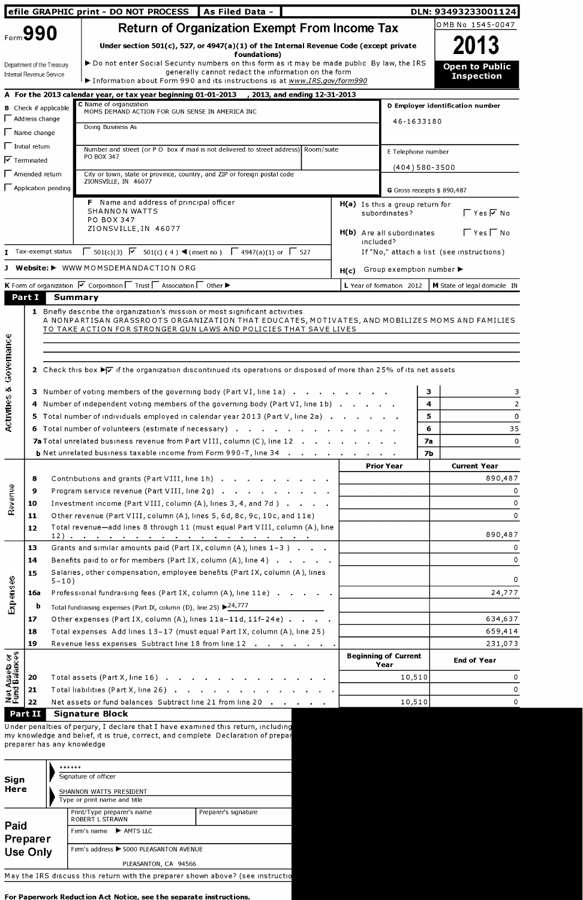efile GRAPHIC print - DO NOT PROCESS | As Filed Data - | DLN: 93493233001124

# Form 990 Return of Organization Exempt From Income Tax

**2013**

OMB No 1545-0047

Under section 501(c), 527, or 4947(a)(1) of the Internal Revenue Code (except private foundations)

▶ Do not enter Social Security numbers on this form as it may be made public By law, the IRS generally cannot redact the information on the form

▶ Information about Form 990 and its instructions is at www.IRS.gov/form990

Department of the Treasury
Internal Revenue Service

**Open to Public Inspection**

**A** For the 2013 calendar year, or tax year beginning 01-01-2013 , 2013, and ending 12-31-2013

**B** Check if applicable
- ☐ Address change
- ☐ Name change
- ☐ Initial return
- ☑ Terminated
- ☐ Amended return
- ☐ Application pending

**C** Name of organization
MOMS DEMAND ACTION FOR GUN SENSE IN AMERICA INC

Doing Business As

Number and street (or P O box if mail is not delivered to street address) Room/suite
PO BOX 347

City or town, state or province, country, and ZIP or foreign postal code
ZIONSVILLE, IN 46077

**D** Employer identification number
46-1633180

**E** Telephone number
(404) 580-3500

**G** Gross receipts $ 890,487

**F** Name and address of principal officer
SHANNON WATTS
PO BOX 347
ZIONSVILLE, IN 46077

**H(a)** Is this a group return for subordinates? ☐ Yes ☑ No

**H(b)** Are all subordinates included? ☐ Yes ☐ No
If "No," attach a list (see instructions)

**H(c)** Group exemption number ▶

**I** Tax-exempt status ☐ 501(c)(3) ☑ 501(c) ( 4 ) ◀(insert no ) ☐ 4947(a)(1) or ☐ 527

**J** Website: ▶ WWW MOMSDEMANDACTION ORG

**K** Form of organization ☑ Corporation ☐ Trust ☐ Association ☐ Other ▶

**L** Year of formation 2012 **M** State of legal domicile IN

## Part I Summary

### Activities & Governance

1 Briefly describe the organization's mission or most significant activities
A NONPARTISAN GRASSROOTS ORGANIZATION THAT EDUCATES, MOTIVATES, AND MOBILIZES MOMS AND FAMILIES TO TAKE ACTION FOR STRONGER GUN LAWS AND POLICIES THAT SAVE LIVES

2 Check this box ▶☑ if the organization discontinued its operations or disposed of more than 25% of its net assets

| | | | |
|---|---|---|---|
| 3 | Number of voting members of the governing body (Part VI, line 1a) | 3 | 3 |
| 4 | Number of independent voting members of the governing body (Part VI, line 1b) | 4 | 2 |
| 5 | Total number of individuals employed in calendar year 2013 (Part V, line 2a) | 5 | 0 |
| 6 | Total number of volunteers (estimate if necessary) | 6 | 35 |
| 7a | Total unrelated business revenue from Part VIII, column (C), line 12 | 7a | 0 |
| b | Net unrelated business taxable income from Form 990-T, line 34 | 7b | |

### Revenue

| | | Prior Year | Current Year |
|---|---|---|---|
| 8 | Contributions and grants (Part VIII, line 1h) | | 890,487 |
| 9 | Program service revenue (Part VIII, line 2g) | | 0 |
| 10 | Investment income (Part VIII, column (A), lines 3, 4, and 7d ) | | 0 |
| 11 | Other revenue (Part VIII, column (A), lines 5, 6d, 8c, 9c, 10c, and 11e) | | 0 |
| 12 | Total revenue—add lines 8 through 11 (must equal Part VIII, column (A), line 12) | | 890,487 |

### Expenses

| | | Prior Year | Current Year |
|---|---|---|---|
| 13 | Grants and similar amounts paid (Part IX, column (A), lines 1–3 ) | | 0 |
| 14 | Benefits paid to or for members (Part IX, column (A), line 4) | | 0 |
| 15 | Salaries, other compensation, employee benefits (Part IX, column (A), lines 5–10) | | 0 |
| 16a | Professional fundraising fees (Part IX, column (A), line 11e) | | 24,777 |
| b | Total fundraising expenses (Part IX, column (D), line 25) ▶24,777 | | |
| 17 | Other expenses (Part IX, column (A), lines 11a–11d, 11f–24e) | | 634,637 |
| 18 | Total expenses Add lines 13–17 (must equal Part IX, column (A), line 25) | | 659,414 |
| 19 | Revenue less expenses Subtract line 18 from line 12 | | 231,073 |

### Net Assets or Fund Balances

| | | Beginning of Current Year | End of Year |
|---|---|---|---|
| 20 | Total assets (Part X, line 16) | 10,510 | 0 |
| 21 | Total liabilities (Part X, line 26) | | 0 |
| 22 | Net assets or fund balances Subtract line 21 from line 20 | 10,510 | 0 |

## Part II Signature Block

Under penalties of perjury, I declare that I have examined this return, including my knowledge and belief, it is true, correct, and complete Declaration of prepar preparer has any knowledge

**Sign Here**

******
Signature of officer

SHANNON WATTS PRESIDENT
Type or print name and title

**Paid Preparer Use Only**

Print/Type preparer's name: ROBERT L STRAWN
Preparer's signature

Firm's name ▶ AMTS LLC

Firm's address ▶ 5000 PLEASANTON AVENUE
PLEASANTON, CA 94566

May the IRS discuss this return with the preparer shown above? (see instructio

**For Paperwork Reduction Act Notice, see the separate instructions.**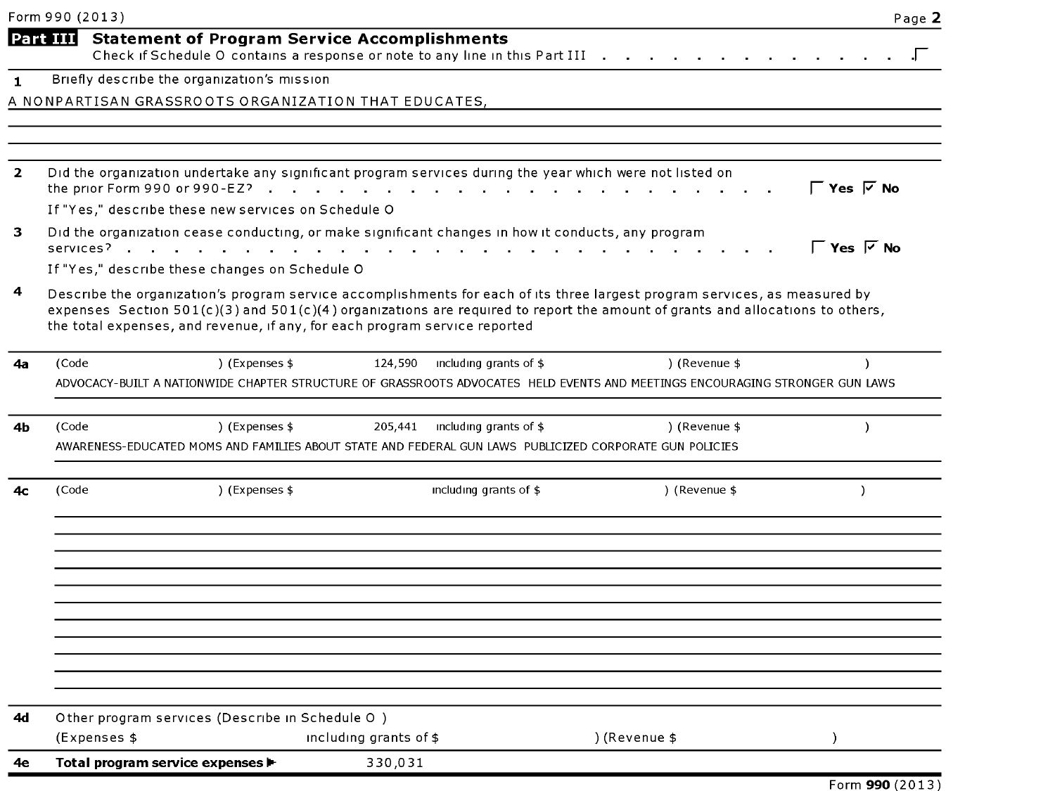## Part III Statement of Program Service Accomplishments

Check if Schedule O contains a response or note to any line in this Part III . . . . . . . . . . . . . . . ☐

**1** Briefly describe the organization's mission

A NONPARTISAN GRASSROOTS ORGANIZATION THAT EDUCATES,

**2** Did the organization undertake any significant program services during the year which were not listed on the prior Form 990 or 990-EZ? . . . . . . . . . . . . . . . . . . . . . . . ☐ **Yes** ☑ **No**

If "Yes," describe these new services on Schedule O

**3** Did the organization cease conducting, or make significant changes in how it conducts, any program services? . . . . . . . . . . . . . . . . . . . . . . . . . . . ☐ **Yes** ☑ **No**

If "Yes," describe these changes on Schedule O

**4** Describe the organization's program service accomplishments for each of its three largest program services, as measured by expenses Section 501(c)(3) and 501(c)(4) organizations are required to report the amount of grants and allocations to others, the total expenses, and revenue, if any, for each program service reported

**4a** (Code ) (Expenses $ 124,590 including grants of $ ) (Revenue $ )

ADVOCACY-BUILT A NATIONWIDE CHAPTER STRUCTURE OF GRASSROOTS ADVOCATES HELD EVENTS AND MEETINGS ENCOURAGING STRONGER GUN LAWS

**4b** (Code ) (Expenses $ 205,441 including grants of $ ) (Revenue $ )

AWARENESS-EDUCATED MOMS AND FAMILIES ABOUT STATE AND FEDERAL GUN LAWS PUBLICIZED CORPORATE GUN POLICIES

**4c** (Code ) (Expenses $ including grants of $ ) (Revenue $ )

**4d** Other program services (Describe in Schedule O )

(Expenses $ including grants of $ ) (Revenue $ )

**4e** **Total program service expenses** ▶ 330,031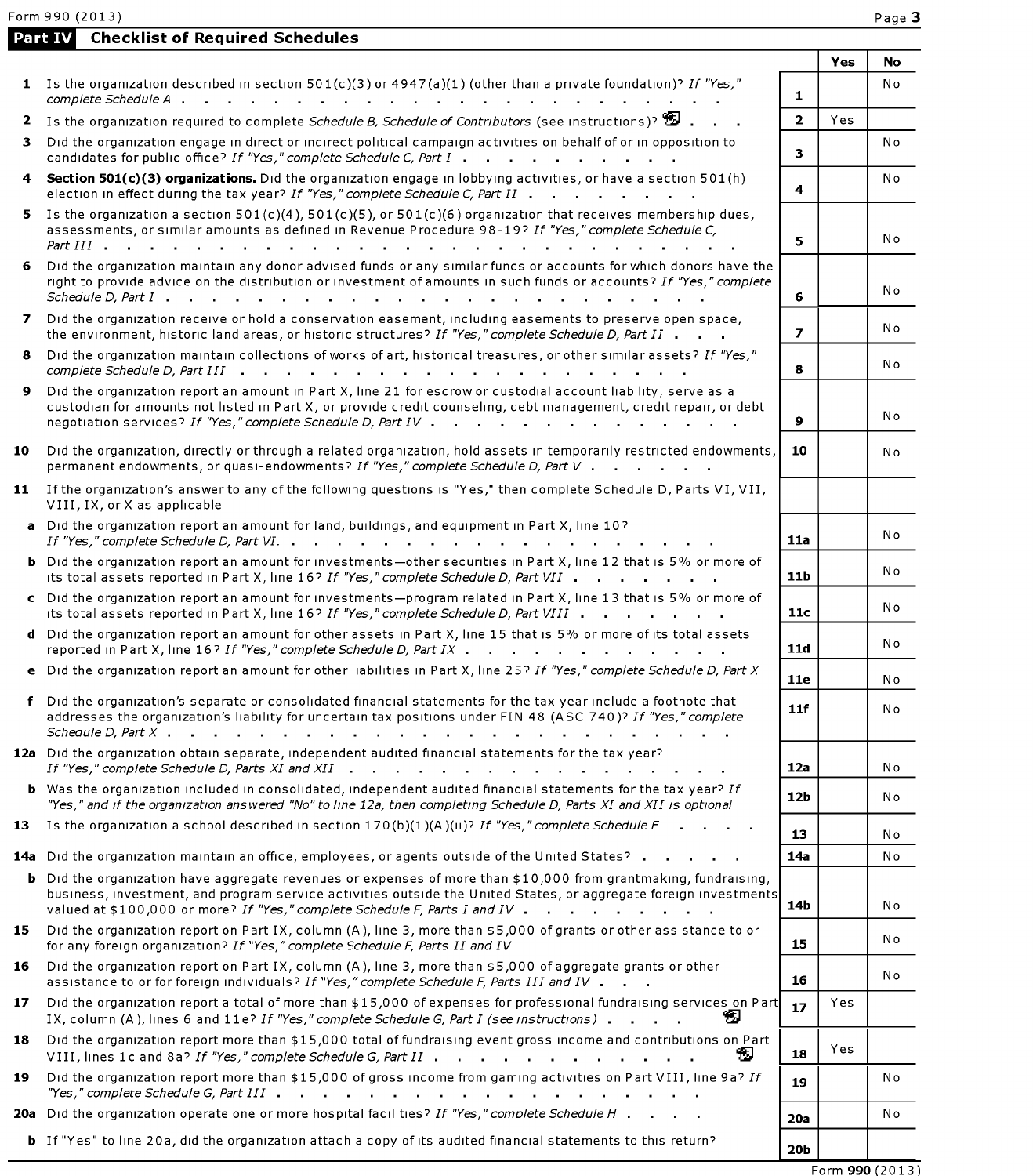Form 990 (2013)

## Part IV Checklist of Required Schedules

| | | | Yes | No |
|---|---|---|---|---|
| **1** | Is the organization described in section 501(c)(3) or 4947(a)(1) (other than a private foundation)? *If "Yes," complete Schedule A* | **1** | | No |
| **2** | Is the organization required to complete *Schedule B, Schedule of Contributors* (see instructions)? | **2** | Yes | |
| **3** | Did the organization engage in direct or indirect political campaign activities on behalf of or in opposition to candidates for public office? *If "Yes," complete Schedule C, Part I* | **3** | | No |
| **4** | **Section 501(c)(3) organizations.** Did the organization engage in lobbying activities, or have a section 501(h) election in effect during the tax year? *If "Yes," complete Schedule C, Part II* | **4** | | No |
| **5** | Is the organization a section 501(c)(4), 501(c)(5), or 501(c)(6) organization that receives membership dues, assessments, or similar amounts as defined in Revenue Procedure 98-19? *If "Yes," complete Schedule C, Part III* | **5** | | No |
| **6** | Did the organization maintain any donor advised funds or any similar funds or accounts for which donors have the right to provide advice on the distribution or investment of amounts in such funds or accounts? *If "Yes," complete Schedule D, Part I* | **6** | | No |
| **7** | Did the organization receive or hold a conservation easement, including easements to preserve open space, the environment, historic land areas, or historic structures? *If "Yes," complete Schedule D, Part II* | **7** | | No |
| **8** | Did the organization maintain collections of works of art, historical treasures, or other similar assets? *If "Yes," complete Schedule D, Part III* | **8** | | No |
| **9** | Did the organization report an amount in Part X, line 21 for escrow or custodial account liability, serve as a custodian for amounts not listed in Part X, or provide credit counseling, debt management, credit repair, or debt negotiation services? *If "Yes," complete Schedule D, Part IV* | **9** | | No |
| **10** | Did the organization, directly or through a related organization, hold assets in temporarily restricted endowments, permanent endowments, or quasi-endowments? *If "Yes," complete Schedule D, Part V* | **10** | | No |
| **11** | If the organization's answer to any of the following questions is "Yes," then complete Schedule D, Parts VI, VII, VIII, IX, or X as applicable | | | |
| **a** | Did the organization report an amount for land, buildings, and equipment in Part X, line 10? *If "Yes," complete Schedule D, Part VI.* | **11a** | | No |
| **b** | Did the organization report an amount for investments—other securities in Part X, line 12 that is 5% or more of its total assets reported in Part X, line 16? *If "Yes," complete Schedule D, Part VII* | **11b** | | No |
| **c** | Did the organization report an amount for investments—program related in Part X, line 13 that is 5% or more of its total assets reported in Part X, line 16? *If "Yes," complete Schedule D, Part VIII* | **11c** | | No |
| **d** | Did the organization report an amount for other assets in Part X, line 15 that is 5% or more of its total assets reported in Part X, line 16? *If "Yes," complete Schedule D, Part IX* | **11d** | | No |
| **e** | Did the organization report an amount for other liabilities in Part X, line 25? *If "Yes," complete Schedule D, Part X* | **11e** | | No |
| **f** | Did the organization's separate or consolidated financial statements for the tax year include a footnote that addresses the organization's liability for uncertain tax positions under FIN 48 (ASC 740)? *If "Yes," complete Schedule D, Part X* | **11f** | | No |
| **12a** | Did the organization obtain separate, independent audited financial statements for the tax year? *If "Yes," complete Schedule D, Parts XI and XII* | **12a** | | No |
| **b** | Was the organization included in consolidated, independent audited financial statements for the tax year? *If "Yes," and if the organization answered "No" to line 12a, then completing Schedule D, Parts XI and XII is optional* | **12b** | | No |
| **13** | Is the organization a school described in section 170(b)(1)(A)(ii)? *If "Yes," complete Schedule E* | **13** | | No |
| **14a** | Did the organization maintain an office, employees, or agents outside of the United States? | **14a** | | No |
| **b** | Did the organization have aggregate revenues or expenses of more than $10,000 from grantmaking, fundraising, business, investment, and program service activities outside the United States, or aggregate foreign investments valued at $100,000 or more? *If "Yes," complete Schedule F, Parts I and IV* | **14b** | | No |
| **15** | Did the organization report on Part IX, column (A), line 3, more than $5,000 of grants or other assistance to or for any foreign organization? *If "Yes," complete Schedule F, Parts II and IV* | **15** | | No |
| **16** | Did the organization report on Part IX, column (A), line 3, more than $5,000 of aggregate grants or other assistance to or for foreign individuals? *If "Yes," complete Schedule F, Parts III and IV* | **16** | | No |
| **17** | Did the organization report a total of more than $15,000 of expenses for professional fundraising services on Part IX, column (A), lines 6 and 11e? *If "Yes," complete Schedule G, Part I (see instructions)* | **17** | Yes | |
| **18** | Did the organization report more than $15,000 total of fundraising event gross income and contributions on Part VIII, lines 1c and 8a? *If "Yes," complete Schedule G, Part II* | **18** | Yes | |
| **19** | Did the organization report more than $15,000 of gross income from gaming activities on Part VIII, line 9a? *If "Yes," complete Schedule G, Part III* | **19** | | No |
| **20a** | Did the organization operate one or more hospital facilities? *If "Yes," complete Schedule H* | **20a** | | No |
| **b** | If "Yes" to line 20a, did the organization attach a copy of its audited financial statements to this return? | **20b** | | |

Form **990** (2013)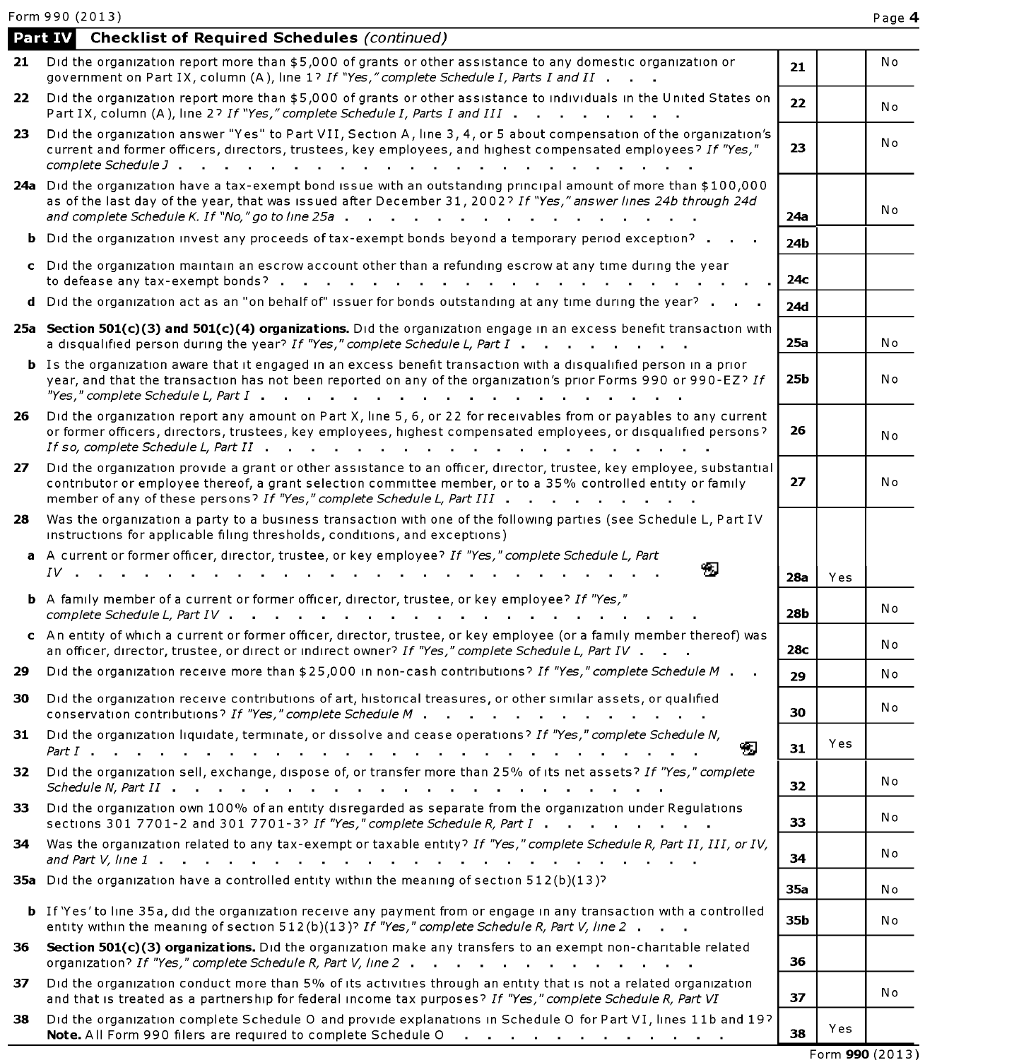## Part IV Checklist of Required Schedules *(continued)*

| | | Line | Yes | No |
|---|---|---|---|---|
| **21** | Did the organization report more than $5,000 of grants or other assistance to any domestic organization or government on Part IX, column (A), line 1? *If "Yes," complete Schedule I, Parts I and II* | **21** | | No |
| **22** | Did the organization report more than $5,000 of grants or other assistance to individuals in the United States on Part IX, column (A), line 2? *If "Yes," complete Schedule I, Parts I and III* | **22** | | No |
| **23** | Did the organization answer "Yes" to Part VII, Section A, line 3, 4, or 5 about compensation of the organization's current and former officers, directors, trustees, key employees, and highest compensated employees? *If "Yes," complete Schedule J* | **23** | | No |
| **24a** | Did the organization have a tax-exempt bond issue with an outstanding principal amount of more than $100,000 as of the last day of the year, that was issued after December 31, 2002? *If "Yes," answer lines 24b through 24d and complete Schedule K. If "No," go to line 25a* | **24a** | | No |
| **b** | Did the organization invest any proceeds of tax-exempt bonds beyond a temporary period exception? | **24b** | | |
| **c** | Did the organization maintain an escrow account other than a refunding escrow at any time during the year to defease any tax-exempt bonds? | **24c** | | |
| **d** | Did the organization act as an "on behalf of" issuer for bonds outstanding at any time during the year? | **24d** | | |
| **25a** | **Section 501(c)(3) and 501(c)(4) organizations.** Did the organization engage in an excess benefit transaction with a disqualified person during the year? *If "Yes," complete Schedule L, Part I* | **25a** | | No |
| **b** | Is the organization aware that it engaged in an excess benefit transaction with a disqualified person in a prior year, and that the transaction has not been reported on any of the organization's prior Forms 990 or 990-EZ? *If "Yes," complete Schedule L, Part I* | **25b** | | No |
| **26** | Did the organization report any amount on Part X, line 5, 6, or 22 for receivables from or payables to any current or former officers, directors, trustees, key employees, highest compensated employees, or disqualified persons? *If so, complete Schedule L, Part II* | **26** | | No |
| **27** | Did the organization provide a grant or other assistance to an officer, director, trustee, key employee, substantial contributor or employee thereof, a grant selection committee member, or to a 35% controlled entity or family member of any of these persons? *If "Yes," complete Schedule L, Part III* | **27** | | No |
| **28** | Was the organization a party to a business transaction with one of the following parties (see Schedule L, Part IV instructions for applicable filing thresholds, conditions, and exceptions) | | | |
| **a** | A current or former officer, director, trustee, or key employee? *If "Yes," complete Schedule L, Part IV* | **28a** | Yes | |
| **b** | A family member of a current or former officer, director, trustee, or key employee? *If "Yes," complete Schedule L, Part IV* | **28b** | | No |
| **c** | An entity of which a current or former officer, director, trustee, or key employee (or a family member thereof) was an officer, director, trustee, or direct or indirect owner? *If "Yes," complete Schedule L, Part IV* | **28c** | | No |
| **29** | Did the organization receive more than $25,000 in non-cash contributions? *If "Yes," complete Schedule M* | **29** | | No |
| **30** | Did the organization receive contributions of art, historical treasures, or other similar assets, or qualified conservation contributions? *If "Yes," complete Schedule M* | **30** | | No |
| **31** | Did the organization liquidate, terminate, or dissolve and cease operations? *If "Yes," complete Schedule N, Part I* | **31** | Yes | |
| **32** | Did the organization sell, exchange, dispose of, or transfer more than 25% of its net assets? *If "Yes," complete Schedule N, Part II* | **32** | | No |
| **33** | Did the organization own 100% of an entity disregarded as separate from the organization under Regulations sections 301 7701-2 and 301 7701-3? *If "Yes," complete Schedule R, Part I* | **33** | | No |
| **34** | Was the organization related to any tax-exempt or taxable entity? *If "Yes," complete Schedule R, Part II, III, or IV, and Part V, line 1* | **34** | | No |
| **35a** | Did the organization have a controlled entity within the meaning of section 512(b)(13)? | **35a** | | No |
| **b** | If 'Yes' to line 35a, did the organization receive any payment from or engage in any transaction with a controlled entity within the meaning of section 512(b)(13)? *If "Yes," complete Schedule R, Part V, line 2* | **35b** | | No |
| **36** | **Section 501(c)(3) organizations.** Did the organization make any transfers to an exempt non-charitable related organization? *If "Yes," complete Schedule R, Part V, line 2* | **36** | | |
| **37** | Did the organization conduct more than 5% of its activities through an entity that is not a related organization and that is treated as a partnership for federal income tax purposes? *If "Yes," complete Schedule R, Part VI* | **37** | | No |
| **38** | Did the organization complete Schedule O and provide explanations in Schedule O for Part VI, lines 11b and 19? **Note.** All Form 990 filers are required to complete Schedule O | **38** | Yes | |

Form **990** (2013)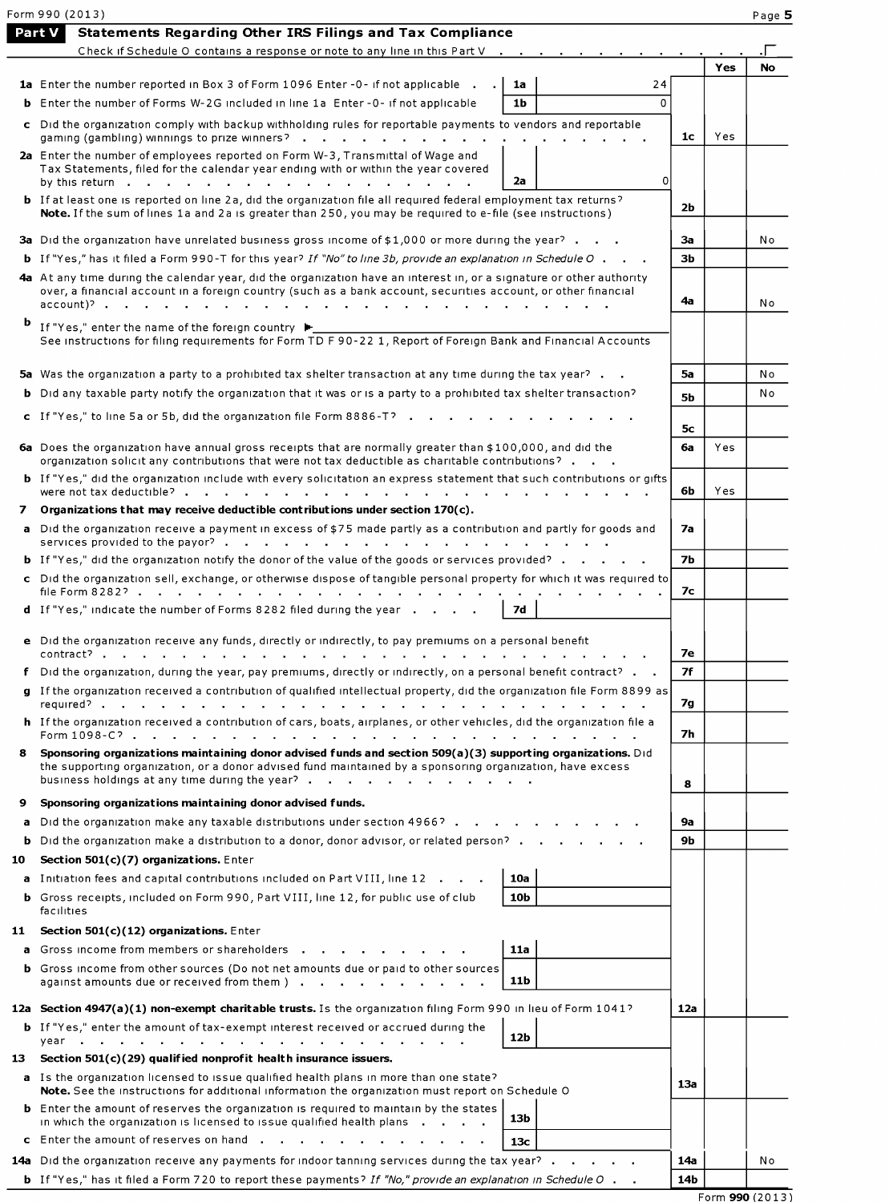Form 990 (2013) Page **5**

## Part V Statements Regarding Other IRS Filings and Tax Compliance

Check if Schedule O contains a response or note to any line in this Part V . . . . . . . . . . . . . . ☐

| | | | | Yes | No |
|---|---|---|---|---|---|
| **1a** Enter the number reported in Box 3 of Form 1096 Enter -0- if not applicable | 1a | 24 | | | |
| **b** Enter the number of Forms W-2G included in line 1a Enter -0- if not applicable | 1b | 0 | | | |
| **c** Did the organization comply with backup withholding rules for reportable payments to vendors and reportable gaming (gambling) winnings to prize winners? | | | 1c | Yes | |
| **2a** Enter the number of employees reported on Form W-3, Transmittal of Wage and Tax Statements, filed for the calendar year ending with or within the year covered by this return | 2a | 0 | | | |
| **b** If at least one is reported on line 2a, did the organization file all required federal employment tax returns? **Note.** If the sum of lines 1a and 2a is greater than 250, you may be required to e-file (see instructions) | | | 2b | | |
| **3a** Did the organization have unrelated business gross income of $1,000 or more during the year? | | | 3a | | No |
| **b** If "Yes," has it filed a Form 990-T for this year? *If "No" to line 3b, provide an explanation in Schedule O* | | | 3b | | |
| **4a** At any time during the calendar year, did the organization have an interest in, or a signature or other authority over, a financial account in a foreign country (such as a bank account, securities account, or other financial account)? | | | 4a | | No |
| **b** If "Yes," enter the name of the foreign country ▶ See instructions for filing requirements for Form TD F 90-22 1, Report of Foreign Bank and Financial Accounts | | | | | |
| **5a** Was the organization a party to a prohibited tax shelter transaction at any time during the tax year? | | | 5a | | No |
| **b** Did any taxable party notify the organization that it was or is a party to a prohibited tax shelter transaction? | | | 5b | | No |
| **c** If "Yes," to line 5a or 5b, did the organization file Form 8886-T? | | | 5c | | |
| **6a** Does the organization have annual gross receipts that are normally greater than $100,000, and did the organization solicit any contributions that were not tax deductible as charitable contributions? | | | 6a | Yes | |
| **b** If "Yes," did the organization include with every solicitation an express statement that such contributions or gifts were not tax deductible? | | | 6b | Yes | |
| **7 Organizations that may receive deductible contributions under section 170(c).** | | | | | |
| **a** Did the organization receive a payment in excess of $75 made partly as a contribution and partly for goods and services provided to the payor? | | | 7a | | |
| **b** If "Yes," did the organization notify the donor of the value of the goods or services provided? | | | 7b | | |
| **c** Did the organization sell, exchange, or otherwise dispose of tangible personal property for which it was required to file Form 8282? | | | 7c | | |
| **d** If "Yes," indicate the number of Forms 8282 filed during the year | 7d | | | | |
| **e** Did the organization receive any funds, directly or indirectly, to pay premiums on a personal benefit contract? | | | 7e | | |
| **f** Did the organization, during the year, pay premiums, directly or indirectly, on a personal benefit contract? | | | 7f | | |
| **g** If the organization received a contribution of qualified intellectual property, did the organization file Form 8899 as required? | | | 7g | | |
| **h** If the organization received a contribution of cars, boats, airplanes, or other vehicles, did the organization file a Form 1098-C? | | | 7h | | |
| **8 Sponsoring organizations maintaining donor advised funds and section 509(a)(3) supporting organizations.** Did the supporting organization, or a donor advised fund maintained by a sponsoring organization, have excess business holdings at any time during the year? | | | 8 | | |
| **9 Sponsoring organizations maintaining donor advised funds.** | | | | | |
| **a** Did the organization make any taxable distributions under section 4966? | | | 9a | | |
| **b** Did the organization make a distribution to a donor, donor advisor, or related person? | | | 9b | | |
| **10 Section 501(c)(7) organizations.** Enter | | | | | |
| **a** Initiation fees and capital contributions included on Part VIII, line 12 | 10a | | | | |
| **b** Gross receipts, included on Form 990, Part VIII, line 12, for public use of club facilities | 10b | | | | |
| **11 Section 501(c)(12) organizations.** Enter | | | | | |
| **a** Gross income from members or shareholders | 11a | | | | |
| **b** Gross income from other sources (Do not net amounts due or paid to other sources against amounts due or received from them ) | 11b | | | | |
| **12a Section 4947(a)(1) non-exempt charitable trusts.** Is the organization filing Form 990 in lieu of Form 1041? | | | 12a | | |
| **b** If "Yes," enter the amount of tax-exempt interest received or accrued during the year | 12b | | | | |
| **13 Section 501(c)(29) qualified nonprofit health insurance issuers.** | | | | | |
| **a** Is the organization licensed to issue qualified health plans in more than one state? **Note.** See the instructions for additional information the organization must report on Schedule O | | | 13a | | |
| **b** Enter the amount of reserves the organization is required to maintain by the states in which the organization is licensed to issue qualified health plans | 13b | | | | |
| **c** Enter the amount of reserves on hand | 13c | | | | |
| **14a** Did the organization receive any payments for indoor tanning services during the tax year? | | | 14a | | No |
| **b** If "Yes," has it filed a Form 720 to report these payments? *If "No," provide an explanation in Schedule O* | | | 14b | | |

Form **990** (2013)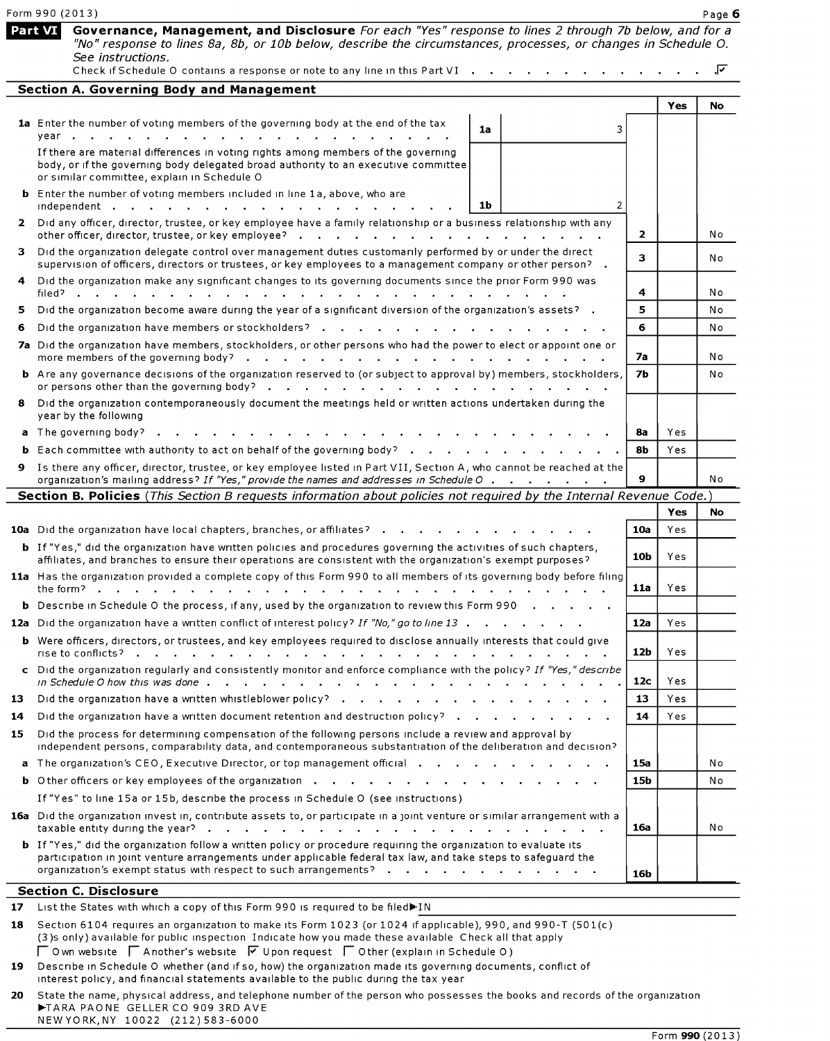Form 990 (2013) Page **6**

## Part VI Governance, Management, and Disclosure

*For each "Yes" response to lines 2 through 7b below, and for a "No" response to lines 8a, 8b, or 10b below, describe the circumstances, processes, or changes in Schedule O. See instructions.*

Check if Schedule O contains a response or note to any line in this Part VI . . . . . . . . . . . . . . ☑

### Section A. Governing Body and Management

| | | | | | Yes | No |
|---|---|---|---|---|---|---|
| **1a** | Enter the number of voting members of the governing body at the end of the tax year . . . . . . . . . . . . . . . . . . . . . . | 1a | 3 | | | |
| | If there are material differences in voting rights among members of the governing body, or if the governing body delegated broad authority to an executive committee or similar committee, explain in Schedule O | | | | | |
| **b** | Enter the number of voting members included in line 1a, above, who are independent . . . . . . . . . . . . . . . . . . . . . . | 1b | 2 | | | |
| **2** | Did any officer, director, trustee, or key employee have a family relationship or a business relationship with any other officer, director, trustee, or key employee? . . . . . . . . . . . . . . . . . . | | | 2 | | No |
| **3** | Did the organization delegate control over management duties customarily performed by or under the direct supervision of officers, directors or trustees, or key employees to a management company or other person? . | | | 3 | | No |
| **4** | Did the organization make any significant changes to its governing documents since the prior Form 990 was filed? . . . . . . . . . . . . . . . . . . . . . . . . . . . | | | 4 | | No |
| **5** | Did the organization become aware during the year of a significant diversion of the organization's assets? . | | | 5 | | No |
| **6** | Did the organization have members or stockholders? . . . . . . . . . . . . . . . . . | | | 6 | | No |
| **7a** | Did the organization have members, stockholders, or other persons who had the power to elect or appoint one or more members of the governing body? . . . . . . . . . . . . . . . . . . . . | | | 7a | | No |
| **b** | Are any governance decisions of the organization reserved to (or subject to approval by) members, stockholders, or persons other than the governing body? . . . . . . . . . . . . . . . . . . . | | | 7b | | No |
| **8** | Did the organization contemporaneously document the meetings held or written actions undertaken during the year by the following | | | | | |
| **a** | The governing body? . . . . . . . . . . . . . . . . . . . . . . . . . | | | 8a | Yes | |
| **b** | Each committee with authority to act on behalf of the governing body? . . . . . . . . . . . . . | | | 8b | Yes | |
| **9** | Is there any officer, director, trustee, or key employee listed in Part VII, Section A, who cannot be reached at the organization's mailing address? *If "Yes," provide the names and addresses in Schedule O* . . . . . . . | | | 9 | | No |

### Section B. Policies *(This Section B requests information about policies not required by the Internal Revenue Code.)*

| | | | Yes | No |
|---|---|---|---|---|
| **10a** | Did the organization have local chapters, branches, or affiliates? . . . . . . . . . . . . . | 10a | Yes | |
| **b** | If "Yes," did the organization have written policies and procedures governing the activities of such chapters, affiliates, and branches to ensure their operations are consistent with the organization's exempt purposes? | 10b | Yes | |
| **11a** | Has the organization provided a complete copy of this Form 990 to all members of its governing body before filing the form? . . . . . . . . . . . . . . . . . . . . . . . . . . . . . | 11a | Yes | |
| **b** | Describe in Schedule O the process, if any, used by the organization to review this Form 990 . . . . . | | | |
| **12a** | Did the organization have a written conflict of interest policy? *If "No," go to line 13* . . . . . . . | 12a | Yes | |
| **b** | Were officers, directors, or trustees, and key employees required to disclose annually interests that could give rise to conflicts? . . . . . . . . . . . . . . . . . . . . . . . . . . . | 12b | Yes | |
| **c** | Did the organization regularly and consistently monitor and enforce compliance with the policy? *If "Yes," describe in Schedule O how this was done* . . . . . . . . . . . . . . . . . . . . . . . | 12c | Yes | |
| **13** | Did the organization have a written whistleblower policy? . . . . . . . . . . . . . . . . | 13 | Yes | |
| **14** | Did the organization have a written document retention and destruction policy? . . . . . . . . . | 14 | Yes | |
| **15** | Did the process for determining compensation of the following persons include a review and approval by independent persons, comparability data, and contemporaneous substantiation of the deliberation and decision? | | | |
| **a** | The organization's CEO, Executive Director, or top management official . . . . . . . . . . | 15a | | No |
| **b** | Other officers or key employees of the organization . . . . . . . . . . . . . . . . . | 15b | | No |
| | If "Yes" to line 15a or 15b, describe the process in Schedule O (see instructions) | | | |
| **16a** | Did the organization invest in, contribute assets to, or participate in a joint venture or similar arrangement with a taxable entity during the year? . . . . . . . . . . . . . . . . . . . . . . . . . | 16a | | No |
| **b** | If "Yes," did the organization follow a written policy or procedure requiring the organization to evaluate its participation in joint venture arrangements under applicable federal tax law, and take steps to safeguard the organization's exempt status with respect to such arrangements? . . . . . . . . . . . . . | 16b | | |

### Section C. Disclosure

**17** List the States with which a copy of this Form 990 is required to be filed ▶IN

**18** Section 6104 requires an organization to make its Form 1023 (or 1024 if applicable), 990, and 990-T (501(c)(3)s only) available for public inspection Indicate how you made these available Check all that apply

☐ Own website ☐ Another's website ☑ Upon request ☐ Other (explain in Schedule O)

**19** Describe in Schedule O whether (and if so, how) the organization made its governing documents, conflict of interest policy, and financial statements available to the public during the tax year

**20** State the name, physical address, and telephone number of the person who possesses the books and records of the organization ▶TARA PAONE GELLER CO 909 3RD AVE NEWYORK,NY 10022 (212)583-6000

Form **990** (2013)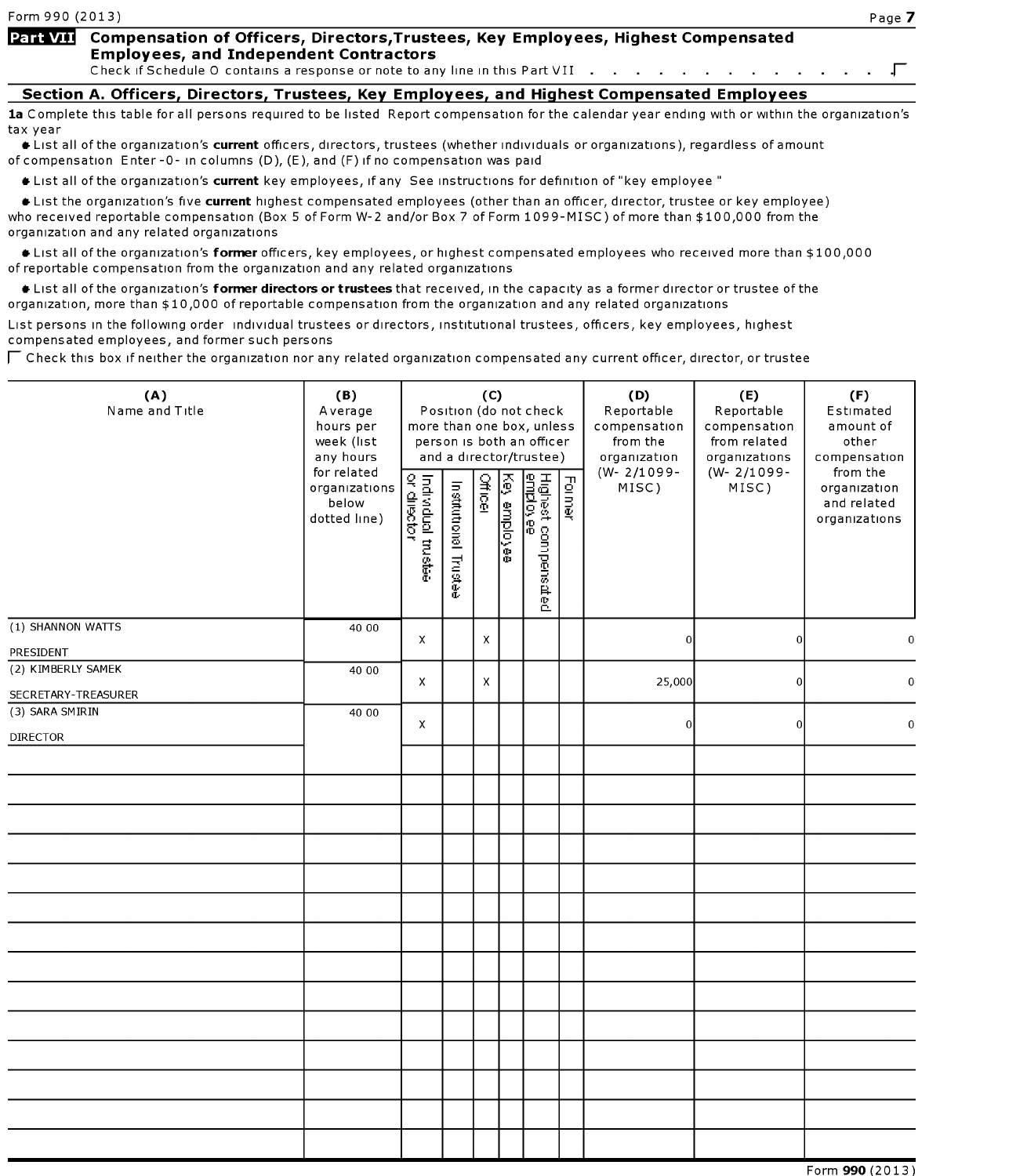Form 990 (2013)

**Part VII Compensation of Officers, Directors,Trustees, Key Employees, Highest Compensated Employees, and Independent Contractors**

Check if Schedule O contains a response or note to any line in this Part VII . . . . . . . . . . . . . . ☐

## Section A. Officers, Directors, Trustees, Key Employees, and Highest Compensated Employees

**1a** Complete this table for all persons required to be listed Report compensation for the calendar year ending with or within the organization's tax year

- List all of the organization's **current** officers, directors, trustees (whether individuals or organizations), regardless of amount of compensation Enter -0- in columns (D), (E), and (F) if no compensation was paid
- List all of the organization's **current** key employees, if any See instructions for definition of "key employee "
- List the organization's five **current** highest compensated employees (other than an officer, director, trustee or key employee) who received reportable compensation (Box 5 of Form W-2 and/or Box 7 of Form 1099-MISC) of more than $100,000 from the organization and any related organizations
- List all of the organization's **former** officers, key employees, or highest compensated employees who received more than $100,000 of reportable compensation from the organization and any related organizations
- List all of the organization's **former directors or trustees** that received, in the capacity as a former director or trustee of the organization, more than $10,000 of reportable compensation from the organization and any related organizations

List persons in the following order individual trustees or directors, institutional trustees, officers, key employees, highest compensated employees, and former such persons

☐ Check this box if neither the organization nor any related organization compensated any current officer, director, or trustee

| (A) Name and Title | (B) Average hours per week (list any hours for related organizations below dotted line) | (C) Position (do not check more than one box, unless person is both an officer and a director/trustee) | | | | | | (D) Reportable compensation from the organization (W- 2/1099-MISC) | (E) Reportable compensation from related organizations (W- 2/1099-MISC) | (F) Estimated amount of other compensation from the organization and related organizations |
|---|---|---|---|---|---|---|---|---|---|---|
| | | Individual trustee or director | Institutional Trustee | Officer | Key employee | Highest compensated employee | Former | | | |
| (1) SHANNON WATTS<br>PRESIDENT | 40 00 | X | | X | | | | 0 | 0 | 0 |
| (2) KIMBERLY SAMEK<br>SECRETARY-TREASURER | 40 00 | X | | X | | | | 25,000 | 0 | 0 |
| (3) SARA SMIRIN<br>DIRECTOR | 40 00 | X | | | | | | 0 | 0 | 0 |

Form **990** (2013)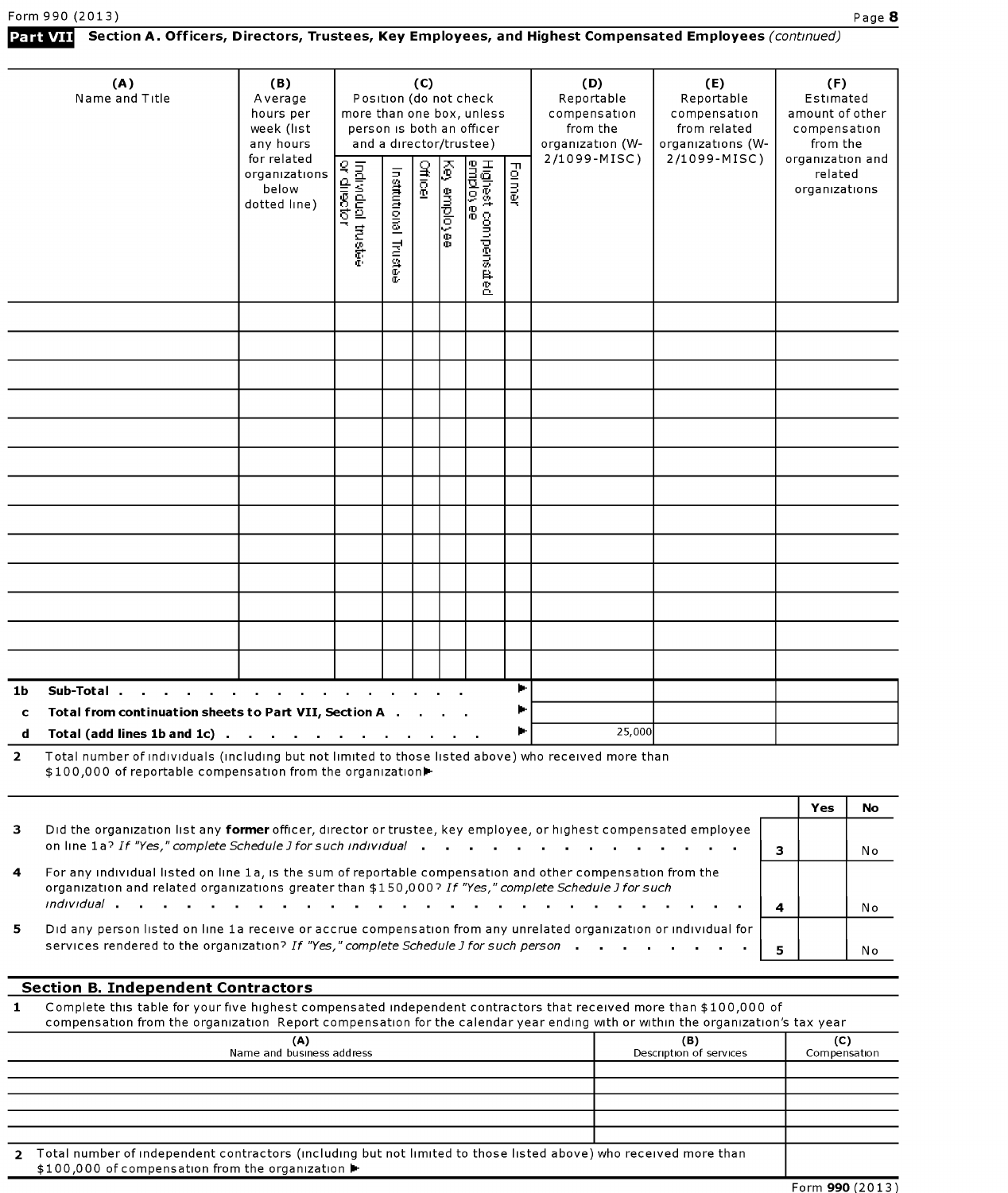## Part VII Section A. Officers, Directors, Trustees, Key Employees, and Highest Compensated Employees *(continued)*

| (A) Name and Title | (B) Average hours per week (list any hours for related organizations below dotted line) | (C) Position (do not check more than one box, unless person is both an officer and a director/trustee) | | | | | | (D) Reportable compensation from the organization (W-2/1099-MISC) | (E) Reportable compensation from related organizations (W-2/1099-MISC) | (F) Estimated amount of other compensation from the organization and related organizations |
|---|---|---|---|---|---|---|---|---|---|---|
| | | Individual trustee or director | Institutional Trustee | Officer | Key employee | Highest compensated employee | Former | | | |
| | | | | | | | | | | |
| | | | | | | | | | | |
| | | | | | | | | | | |
| | | | | | | | | | | |
| | | | | | | | | | | |
| | | | | | | | | | | |
| | | | | | | | | | | |
| | | | | | | | | | | |
| | | | | | | | | | | |
| | | | | | | | | | | |
| | | | | | | | | | | |
| | | | | | | | | | | |
| | | | | | | | | | | |

| | | (D) | (E) | (F) |
|---|---|---|---|---|
| 1b | Sub-Total ▶ | | | |
| c | Total from continuation sheets to Part VII, Section A ▶ | | | |
| d | Total (add lines 1b and 1c) ▶ | 25,000 | | |

2 Total number of individuals (including but not limited to those listed above) who received more than $100,000 of reportable compensation from the organization ▶

| | | | Yes | No |
|---|---|---|---|---|
| 3 | Did the organization list any **former** officer, director or trustee, key employee, or highest compensated employee on line 1a? *If "Yes," complete Schedule J for such individual* | 3 | | No |
| 4 | For any individual listed on line 1a, is the sum of reportable compensation and other compensation from the organization and related organizations greater than $150,000? *If "Yes," complete Schedule J for such individual* | 4 | | No |
| 5 | Did any person listed on line 1a receive or accrue compensation from any unrelated organization or individual for services rendered to the organization? *If "Yes," complete Schedule J for such person* | 5 | | No |

### Section B. Independent Contractors

1 Complete this table for your five highest compensated independent contractors that received more than $100,000 of compensation from the organization Report compensation for the calendar year ending with or within the organization's tax year

| (A) Name and business address | (B) Description of services | (C) Compensation |
|---|---|---|
| | | |
| | | |
| | | |
| | | |
| | | |

2 Total number of independent contractors (including but not limited to those listed above) who received more than $100,000 of compensation from the organization ▶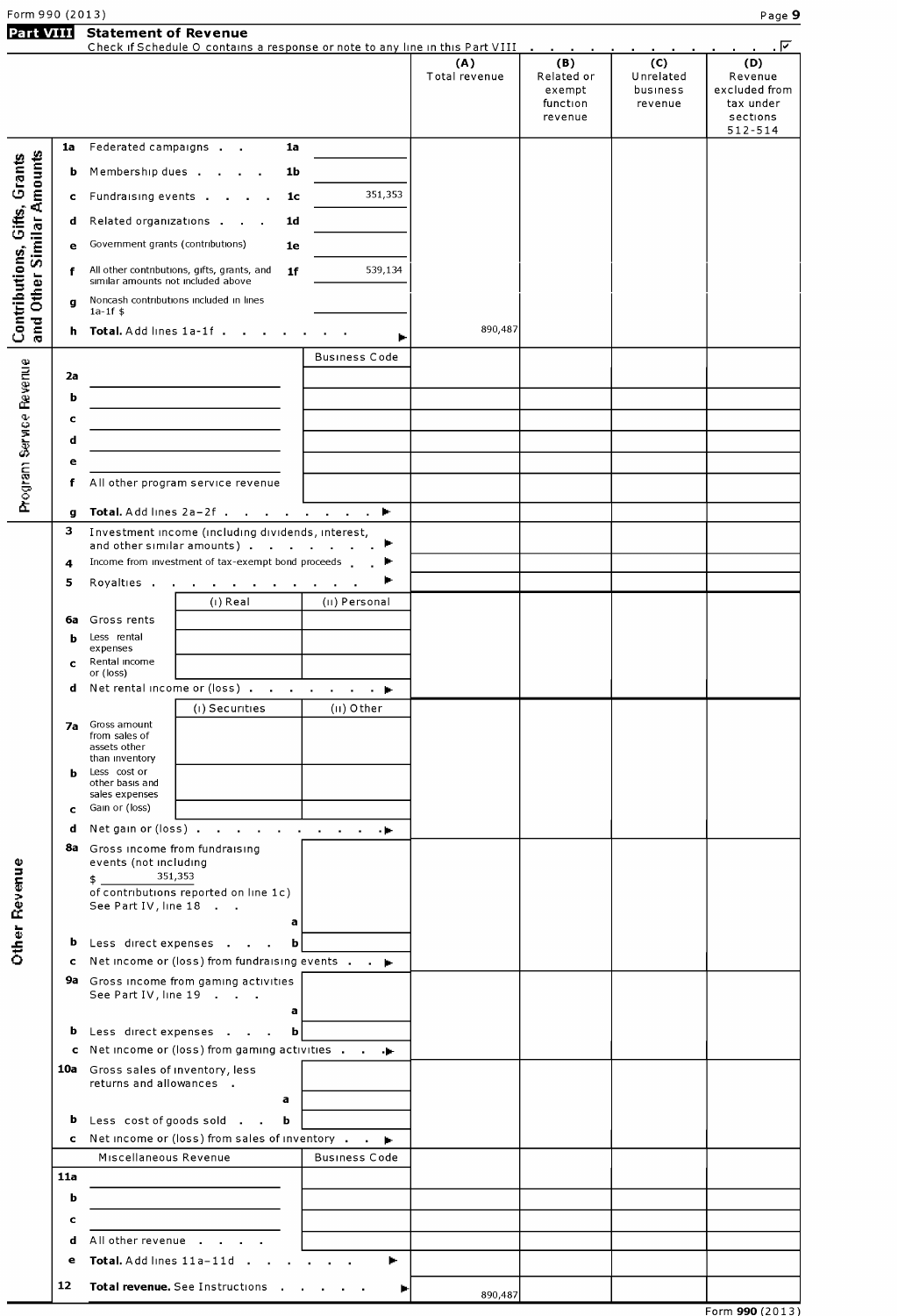Form 990 (2013)

## Part VIII Statement of Revenue

Check if Schedule O contains a response or note to any line in this Part VIII . . . . . . . . . . . . . . ☑

| | | | | (A) Total revenue | (B) Related or exempt function revenue | (C) Unrelated business revenue | (D) Revenue excluded from tax under sections 512-514 |
|---|---|---|---|---|---|---|---|
| **Contributions, Gifts, Grants and Other Similar Amounts** | 1a Federated campaigns . . | 1a | | | | | |
| | b Membership dues . . . . | 1b | | | | | |
| | c Fundraising events . . . . | 1c | 351,353 | | | | |
| | d Related organizations . . . | 1d | | | | | |
| | e Government grants (contributions) | 1e | | | | | |
| | f All other contributions, gifts, grants, and similar amounts not included above | 1f | 539,134 | | | | |
| | g Noncash contributions included in lines 1a-1f $ | | | | | | |
| | h **Total.** Add lines 1a-1f . . . . . . . ▶ | | | 890,487 | | | |
| **Program Service Revenue** | | | Business Code | | | | |
| | 2a | | | | | | |
| | b | | | | | | |
| | c | | | | | | |
| | d | | | | | | |
| | e | | | | | | |
| | f All other program service revenue | | | | | | |
| | g **Total.** Add lines 2a–2f . . . . . . . . ▶ | | | | | | |
| **Other Revenue** | 3 Investment income (including dividends, interest, and other similar amounts) . . . . . . . ▶ | | | | | | |
| | 4 Income from investment of tax-exempt bond proceeds . . ▶ | | | | | | |
| | 5 Royalties . . . . . . . . . . . ▶ | | | | | | |
| | | (i) Real | (ii) Personal | | | | |
| | 6a Gross rents | | | | | | |
| | b Less rental expenses | | | | | | |
| | c Rental income or (loss) | | | | | | |
| | d Net rental income or (loss) . . . . . . . ▶ | | | | | | |
| | | (i) Securities | (ii) Other | | | | |
| | 7a Gross amount from sales of assets other than inventory | | | | | | |
| | b Less cost or other basis and sales expenses | | | | | | |
| | c Gain or (loss) | | | | | | |
| | d Net gain or (loss) . . . . . . . . . . ▶ | | | | | | |
| | 8a Gross income from fundraising events (not including $ 351,353 of contributions reported on line 1c) See Part IV, line 18 . . | a | | | | | |
| | b Less direct expenses . . . | b | | | | | |
| | c Net income or (loss) from fundraising events . . ▶ | | | | | | |
| | 9a Gross income from gaming activities See Part IV, line 19 . . . | a | | | | | |
| | b Less direct expenses . . . | b | | | | | |
| | c Net income or (loss) from gaming activities . . ▶ | | | | | | |
| | 10a Gross sales of inventory, less returns and allowances . | a | | | | | |
| | b Less cost of goods sold . . | b | | | | | |
| | c Net income or (loss) from sales of inventory . . ▶ | | | | | | |
| | Miscellaneous Revenue | | Business Code | | | | |
| | 11a | | | | | | |
| | b | | | | | | |
| | c | | | | | | |
| | d All other revenue . . . . . | | | | | | |
| | e **Total.** Add lines 11a–11d . . . . . . ▶ | | | | | | |
| | 12 **Total revenue.** See Instructions . . . . . ▶ | | | 890,487 | | | |

Form **990** (2013)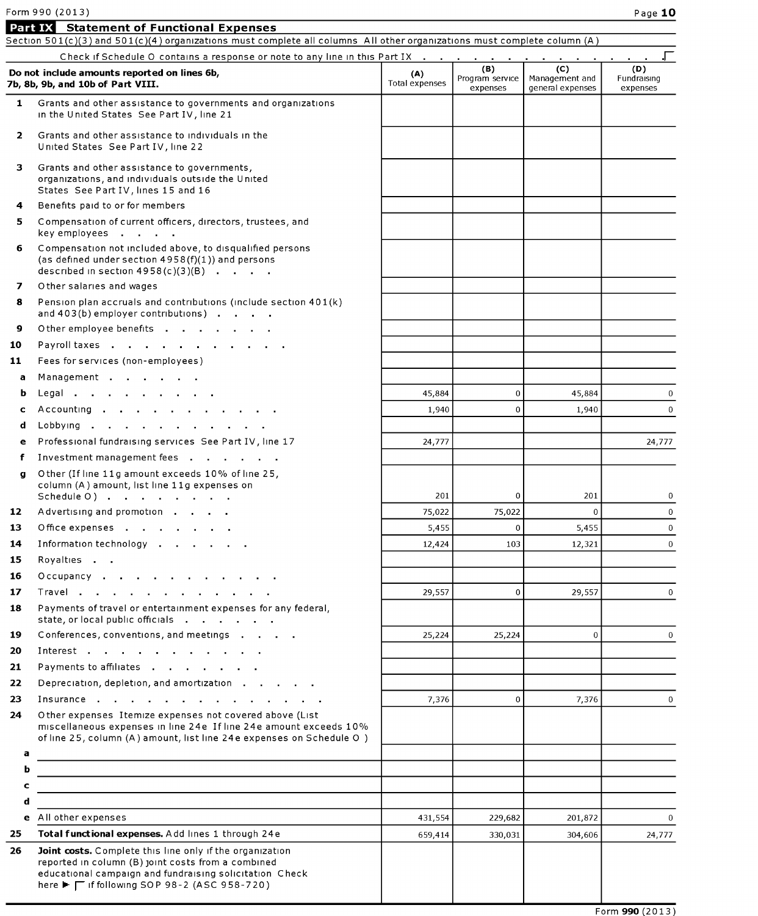Form 990 (2013)

## Part IX Statement of Functional Expenses

Section 501(c)(3) and 501(c)(4) organizations must complete all columns All other organizations must complete column (A)

Check if Schedule O contains a response or note to any line in this Part IX . . . . . . . . . . . . . . . . ☐

| Do not include amounts reported on lines 6b, 7b, 8b, 9b, and 10b of Part VIII. | (A) Total expenses | (B) Program service expenses | (C) Management and general expenses | (D) Fundraising expenses |
|---|---|---|---|---|
| **1** Grants and other assistance to governments and organizations in the United States See Part IV, line 21 | | | | |
| **2** Grants and other assistance to individuals in the United States See Part IV, line 22 | | | | |
| **3** Grants and other assistance to governments, organizations, and individuals outside the United States See Part IV, lines 15 and 16 | | | | |
| **4** Benefits paid to or for members | | | | |
| **5** Compensation of current officers, directors, trustees, and key employees . . . . | | | | |
| **6** Compensation not included above, to disqualified persons (as defined under section 4958(f)(1)) and persons described in section 4958(c)(3)(B) . . . . | | | | |
| **7** Other salaries and wages | | | | |
| **8** Pension plan accruals and contributions (include section 401(k) and 403(b) employer contributions) . . . . | | | | |
| **9** Other employee benefits . . . . . . . . | | | | |
| **10** Payroll taxes . . . . . . . . . . . . | | | | |
| **11** Fees for services (non-employees) | | | | |
| **a** Management . . . . . . | | | | |
| **b** Legal . . . . . . . . . . | 45,884 | 0 | 45,884 | 0 |
| **c** Accounting . . . . . . . . . . . . | 1,940 | 0 | 1,940 | 0 |
| **d** Lobbying . . . . . . . . . . . . | | | | |
| **e** Professional fundraising services See Part IV, line 17 | 24,777 | | | 24,777 |
| **f** Investment management fees . . . . . . . | | | | |
| **g** Other (If line 11g amount exceeds 10% of line 25, column (A) amount, list line 11g expenses on Schedule O) . . . . . . . . | 201 | 0 | 201 | 0 |
| **12** Advertising and promotion . . . . | 75,022 | 75,022 | 0 | 0 |
| **13** Office expenses . . . . . . . . | 5,455 | 0 | 5,455 | 0 |
| **14** Information technology . . . . . . | 12,424 | 103 | 12,321 | 0 |
| **15** Royalties . . | | | | |
| **16** Occupancy . . . . . . . . . . . . | | | | |
| **17** Travel . . . . . . . . . . . . . | 29,557 | 0 | 29,557 | 0 |
| **18** Payments of travel or entertainment expenses for any federal, state, or local public officials . . . . . . | | | | |
| **19** Conferences, conventions, and meetings . . . . | 25,224 | 25,224 | 0 | 0 |
| **20** Interest . . . . . . . . . . . . | | | | |
| **21** Payments to affiliates . . . . . . . . | | | | |
| **22** Depreciation, depletion, and amortization . . . . . | | | | |
| **23** Insurance . . . . . . . . . . . . . . . | 7,376 | 0 | 7,376 | 0 |
| **24** Other expenses Itemize expenses not covered above (List miscellaneous expenses in line 24e If line 24e amount exceeds 10% of line 25, column (A) amount, list line 24e expenses on Schedule O ) | | | | |
| **a** | | | | |
| **b** | | | | |
| **c** | | | | |
| **d** | | | | |
| **e** All other expenses | 431,554 | 229,682 | 201,872 | 0 |
| **25** **Total functional expenses.** Add lines 1 through 24e | 659,414 | 330,031 | 304,606 | 24,777 |
| **26** **Joint costs.** Complete this line only if the organization reported in column (B) joint costs from a combined educational campaign and fundraising solicitation Check here ► ☐ if following SOP 98-2 (ASC 958-720) | | | | |

Form **990** (2013)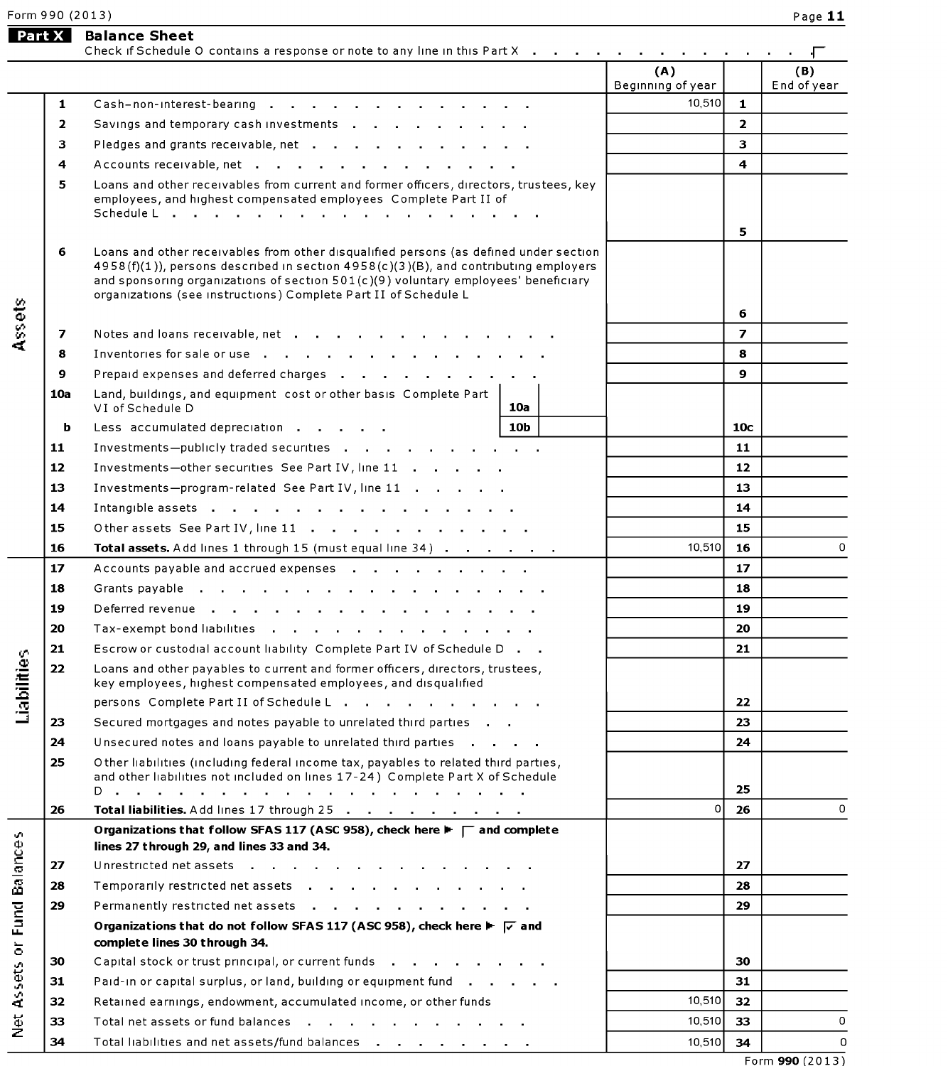Form 990 (2013)

## Part X Balance Sheet

Check if Schedule O contains a response or note to any line in this Part X . . . . . . . . . . . . . . ☐

| | | | | (A) Beginning of year | | (B) End of year |
|---|---|---|---|---|---|---|
| **Assets** | 1 | Cash–non-interest-bearing | | 10,510 | 1 | |
| | 2 | Savings and temporary cash investments | | | 2 | |
| | 3 | Pledges and grants receivable, net | | | 3 | |
| | 4 | Accounts receivable, net | | | 4 | |
| | 5 | Loans and other receivables from current and former officers, directors, trustees, key employees, and highest compensated employees Complete Part II of Schedule L | | | 5 | |
| | 6 | Loans and other receivables from other disqualified persons (as defined under section 4958(f)(1)), persons described in section 4958(c)(3)(B), and contributing employers and sponsoring organizations of section 501(c)(9) voluntary employees' beneficiary organizations (see instructions) Complete Part II of Schedule L | | | 6 | |
| | 7 | Notes and loans receivable, net | | | 7 | |
| | 8 | Inventories for sale or use | | | 8 | |
| | 9 | Prepaid expenses and deferred charges | | | 9 | |
| | 10a | Land, buildings, and equipment cost or other basis Complete Part VI of Schedule D | 10a | | | |
| | b | Less accumulated depreciation | 10b | | 10c | |
| | 11 | Investments—publicly traded securities | | | 11 | |
| | 12 | Investments—other securities See Part IV, line 11 | | | 12 | |
| | 13 | Investments—program-related See Part IV, line 11 | | | 13 | |
| | 14 | Intangible assets | | | 14 | |
| | 15 | Other assets See Part IV, line 11 | | | 15 | |
| | 16 | **Total assets.** Add lines 1 through 15 (must equal line 34) | | 10,510 | 16 | 0 |
| **Liabilities** | 17 | Accounts payable and accrued expenses | | | 17 | |
| | 18 | Grants payable | | | 18 | |
| | 19 | Deferred revenue | | | 19 | |
| | 20 | Tax-exempt bond liabilities | | | 20 | |
| | 21 | Escrow or custodial account liability Complete Part IV of Schedule D | | | 21 | |
| | 22 | Loans and other payables to current and former officers, directors, trustees, key employees, highest compensated employees, and disqualified persons Complete Part II of Schedule L | | | 22 | |
| | 23 | Secured mortgages and notes payable to unrelated third parties | | | 23 | |
| | 24 | Unsecured notes and loans payable to unrelated third parties | | | 24 | |
| | 25 | Other liabilities (including federal income tax, payables to related third parties, and other liabilities not included on lines 17-24) Complete Part X of Schedule D | | | 25 | |
| | 26 | **Total liabilities.** Add lines 17 through 25 | | 0 | 26 | 0 |
| **Net Assets or Fund Balances** | | **Organizations that follow SFAS 117 (ASC 958), check here ▶ ☐ and complete lines 27 through 29, and lines 33 and 34.** | | | | |
| | 27 | Unrestricted net assets | | | 27 | |
| | 28 | Temporarily restricted net assets | | | 28 | |
| | 29 | Permanently restricted net assets | | | 29 | |
| | | **Organizations that do not follow SFAS 117 (ASC 958), check here ▶ ☑ and complete lines 30 through 34.** | | | | |
| | 30 | Capital stock or trust principal, or current funds | | | 30 | |
| | 31 | Paid-in or capital surplus, or land, building or equipment fund | | | 31 | |
| | 32 | Retained earnings, endowment, accumulated income, or other funds | | 10,510 | 32 | |
| | 33 | Total net assets or fund balances | | 10,510 | 33 | 0 |
| | 34 | Total liabilities and net assets/fund balances | | 10,510 | 34 | 0 |

Form **990** (2013)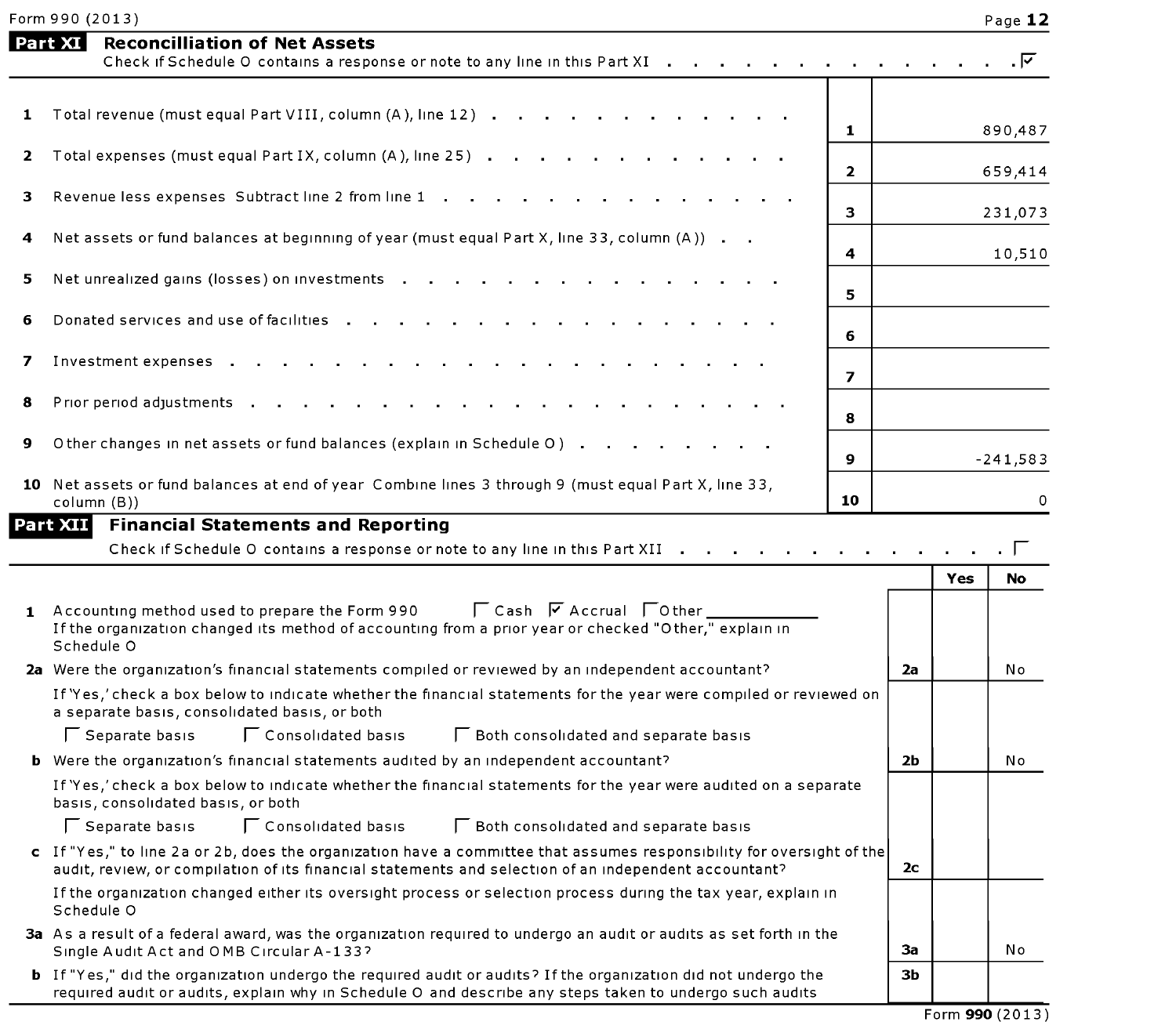Form 990 (2013)

## Part XI Reconcilliation of Net Assets

Check if Schedule O contains a response or note to any line in this Part XI . . . . . . . . . . . . . . . ☑

| | | | |
|---|---|---|---|
| 1 | Total revenue (must equal Part VIII, column (A), line 12) | 1 | 890,487 |
| 2 | Total expenses (must equal Part IX, column (A), line 25) | 2 | 659,414 |
| 3 | Revenue less expenses Subtract line 2 from line 1 | 3 | 231,073 |
| 4 | Net assets or fund balances at beginning of year (must equal Part X, line 33, column (A)) | 4 | 10,510 |
| 5 | Net unrealized gains (losses) on investments | 5 | |
| 6 | Donated services and use of facilities | 6 | |
| 7 | Investment expenses | 7 | |
| 8 | Prior period adjustments | 8 | |
| 9 | Other changes in net assets or fund balances (explain in Schedule O) | 9 | -241,583 |
| 10 | Net assets or fund balances at end of year Combine lines 3 through 9 (must equal Part X, line 33, column (B)) | 10 | 0 |

## Part XII Financial Statements and Reporting

Check if Schedule O contains a response or note to any line in this Part XII . . . . . . . . . . . . . . . ☐

| | | | Yes | No |
|---|---|---|---|---|
| 1 | Accounting method used to prepare the Form 990 ☐ Cash ☑ Accrual ☐ Other ____________<br>If the organization changed its method of accounting from a prior year or checked "Other," explain in Schedule O | | | |
| 2a | Were the organization's financial statements compiled or reviewed by an independent accountant? | 2a | | No |
| | If 'Yes,' check a box below to indicate whether the financial statements for the year were compiled or reviewed on a separate basis, consolidated basis, or both<br>☐ Separate basis ☐ Consolidated basis ☐ Both consolidated and separate basis | | | |
| b | Were the organization's financial statements audited by an independent accountant? | 2b | | No |
| | If 'Yes,' check a box below to indicate whether the financial statements for the year were audited on a separate basis, consolidated basis, or both<br>☐ Separate basis ☐ Consolidated basis ☐ Both consolidated and separate basis | | | |
| c | If "Yes," to line 2a or 2b, does the organization have a committee that assumes responsibility for oversight of the audit, review, or compilation of its financial statements and selection of an independent accountant? | 2c | | |
| | If the organization changed either its oversight process or selection process during the tax year, explain in Schedule O | | | |
| 3a | As a result of a federal award, was the organization required to undergo an audit or audits as set forth in the Single Audit Act and OMB Circular A-133? | 3a | | No |
| b | If "Yes," did the organization undergo the required audit or audits? If the organization did not undergo the required audit or audits, explain why in Schedule O and describe any steps taken to undergo such audits | 3b | | |

Form **990** (2013)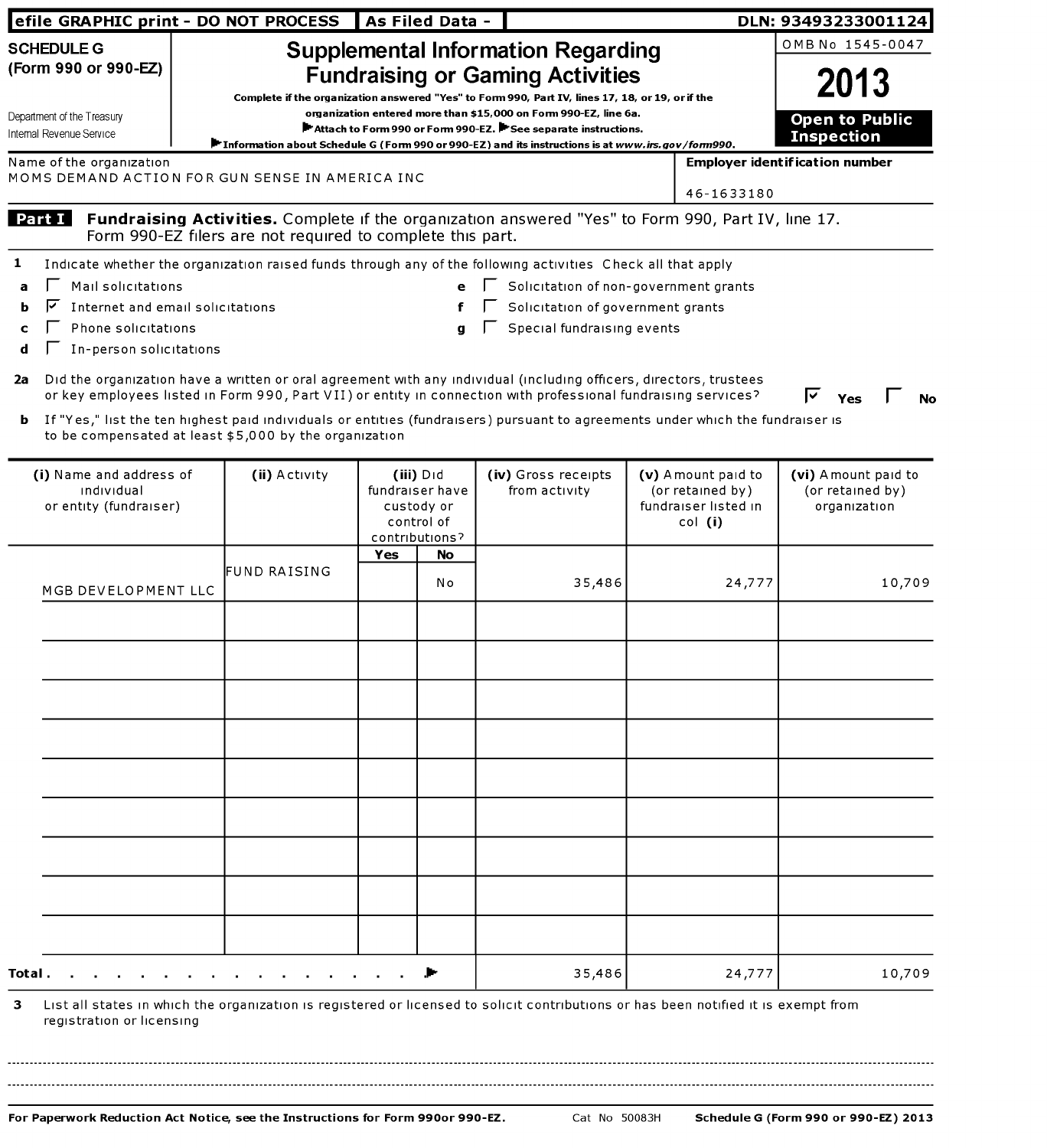efile GRAPHIC print - DO NOT PROCESS | As Filed Data - | DLN: 93493233001124

**SCHEDULE G**
**(Form 990 or 990-EZ)**

Department of the Treasury
Internal Revenue Service

# Supplemental Information Regarding Fundraising or Gaming Activities

**Complete if the organization answered "Yes" to Form 990, Part IV, lines 17, 18, or 19, or if the organization entered more than $15,000 on Form 990-EZ, line 6a.**
**▶Attach to Form 990 or Form 990-EZ. ▶See separate instructions.**
**▶Information about Schedule G (Form 990 or 990-EZ) and its instructions is at *www.irs.gov/form990*.**

OMB No 1545-0047

**2013**

**Open to Public Inspection**

Name of the organization
MOMS DEMAND ACTION FOR GUN SENSE IN AMERICA INC

**Employer identification number**
46-1633180

**Part I** **Fundraising Activities.** Complete if the organization answered "Yes" to Form 990, Part IV, line 17. Form 990-EZ filers are not required to complete this part.

**1** Indicate whether the organization raised funds through any of the following activities Check all that apply

- **a** ☐ Mail solicitations
- **b** ☑ Internet and email solicitations
- **c** ☐ Phone solicitations
- **d** ☐ In-person solicitations
- **e** ☐ Solicitation of non-government grants
- **f** ☐ Solicitation of government grants
- **g** ☐ Special fundraising events

**2a** Did the organization have a written or oral agreement with any individual (including officers, directors, trustees or key employees listed in Form 990, Part VII) or entity in connection with professional fundraising services? ☑ **Yes** ☐ **No**

**b** If "Yes," list the ten highest paid individuals or entities (fundraisers) pursuant to agreements under which the fundraiser is to be compensated at least $5,000 by the organization

| **(i)** Name and address of individual or entity (fundraiser) | **(ii)** Activity | **(iii)** Did fundraiser have custody or control of contributions? Yes | No | **(iv)** Gross receipts from activity | **(v)** Amount paid to (or retained by) fundraiser listed in col **(i)** | **(vi)** Amount paid to (or retained by) organization |
|---|---|---|---|---|---|---|
| MGB DEVELOPMENT LLC | FUND RAISING | | No | 35,486 | 24,777 | 10,709 |
| | | | | | | |
| | | | | | | |
| | | | | | | |
| | | | | | | |
| | | | | | | |
| | | | | | | |
| | | | | | | |
| | | | | | | |
| | | | | | | |
| **Total** . . . . . . . . . . . . . . . . . ▶ | | | | 35,486 | 24,777 | 10,709 |

**3** List all states in which the organization is registered or licensed to solicit contributions or has been notified it is exempt from registration or licensing

**For Paperwork Reduction Act Notice, see the Instructions for Form 990or 990-EZ.** Cat No 50083H **Schedule G (Form 990 or 990-EZ) 2013**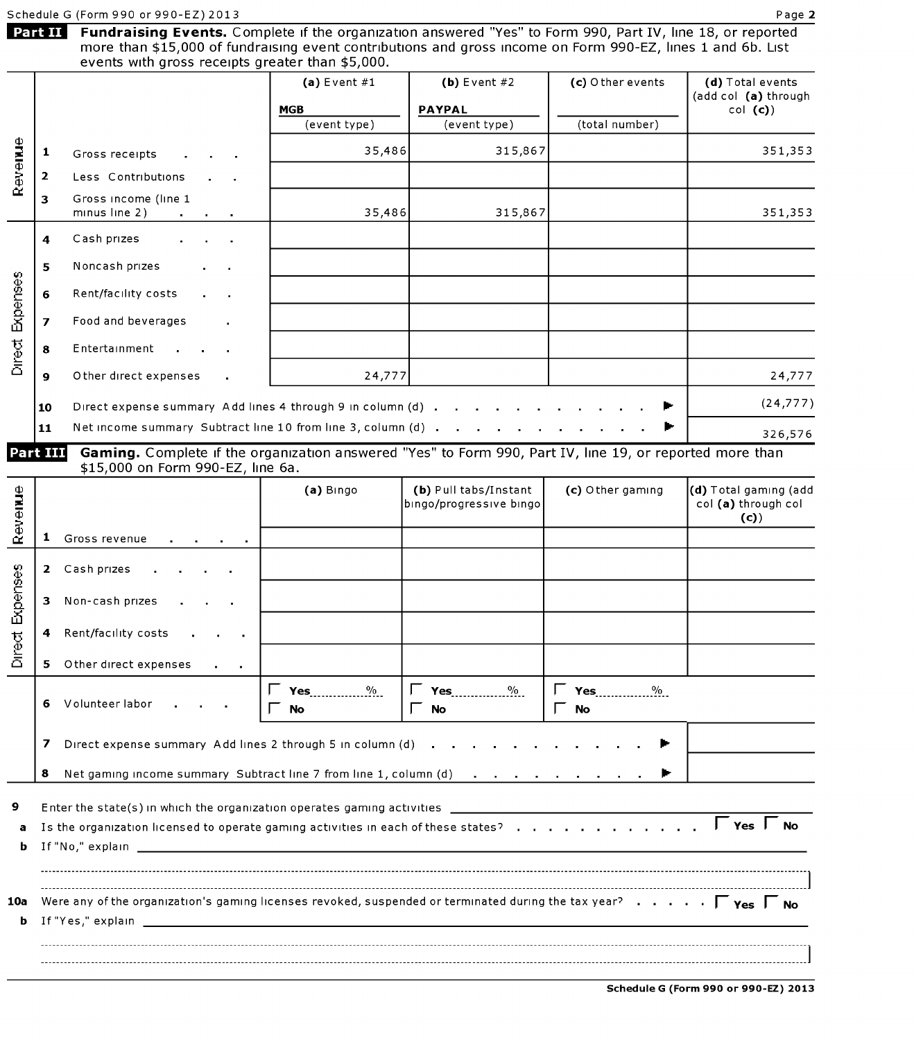Schedule G (Form 990 or 990-EZ) 2013

**Part II** **Fundraising Events.** Complete if the organization answered "Yes" to Form 990, Part IV, line 18, or reported more than $15,000 of fundraising event contributions and gross income on Form 990-EZ, lines 1 and 6b. List events with gross receipts greater than $5,000.

| | | | (a) Event #1 MGB (event type) | (b) Event #2 PAYPAL (event type) | (c) Other events (total number) | (d) Total events (add col (a) through col (c)) |
|---|---|---|---|---|---|---|
| Revenue | 1 | Gross receipts | 35,486 | 315,867 | | 351,353 |
| | 2 | Less Contributions | | | | |
| | 3 | Gross income (line 1 minus line 2) | 35,486 | 315,867 | | 351,353 |
| Direct Expenses | 4 | Cash prizes | | | | |
| | 5 | Noncash prizes | | | | |
| | 6 | Rent/facility costs | | | | |
| | 7 | Food and beverages | | | | |
| | 8 | Entertainment | | | | |
| | 9 | Other direct expenses | 24,777 | | | 24,777 |
| | 10 | Direct expense summary Add lines 4 through 9 in column (d) | | | | (24,777) |
| | 11 | Net income summary Subtract line 10 from line 3, column (d) | | | | 326,576 |

**Part III** **Gaming.** Complete if the organization answered "Yes" to Form 990, Part IV, line 19, or reported more than $15,000 on Form 990-EZ, line 6a.

| | | | (a) Bingo | (b) Pull tabs/Instant bingo/progressive bingo | (c) Other gaming | (d) Total gaming (add col (a) through col (c)) |
|---|---|---|---|---|---|---|
| Revenue | 1 | Gross revenue | | | | |
| Direct Expenses | 2 | Cash prizes | | | | |
| | 3 | Non-cash prizes | | | | |
| | 4 | Rent/facility costs | | | | |
| | 5 | Other direct expenses | | | | |
| | 6 | Volunteer labor | ☐ Yes ____% ☐ No | ☐ Yes ____% ☐ No | ☐ Yes ____% ☐ No | |
| | 7 | Direct expense summary Add lines 2 through 5 in column (d) | | | | |
| | 8 | Net gaming income summary Subtract line 7 from line 1, column (d) | | | | |

**9** Enter the state(s) in which the organization operates gaming activities ____________

**a** Is the organization licensed to operate gaming activities in each of these states? ☐ Yes ☐ No

**b** If "No," explain ____________

**10a** Were any of the organization's gaming licenses revoked, suspended or terminated during the tax year? ☐ Yes ☐ No

**b** If "Yes," explain ____________

**Schedule G (Form 990 or 990-EZ) 2013**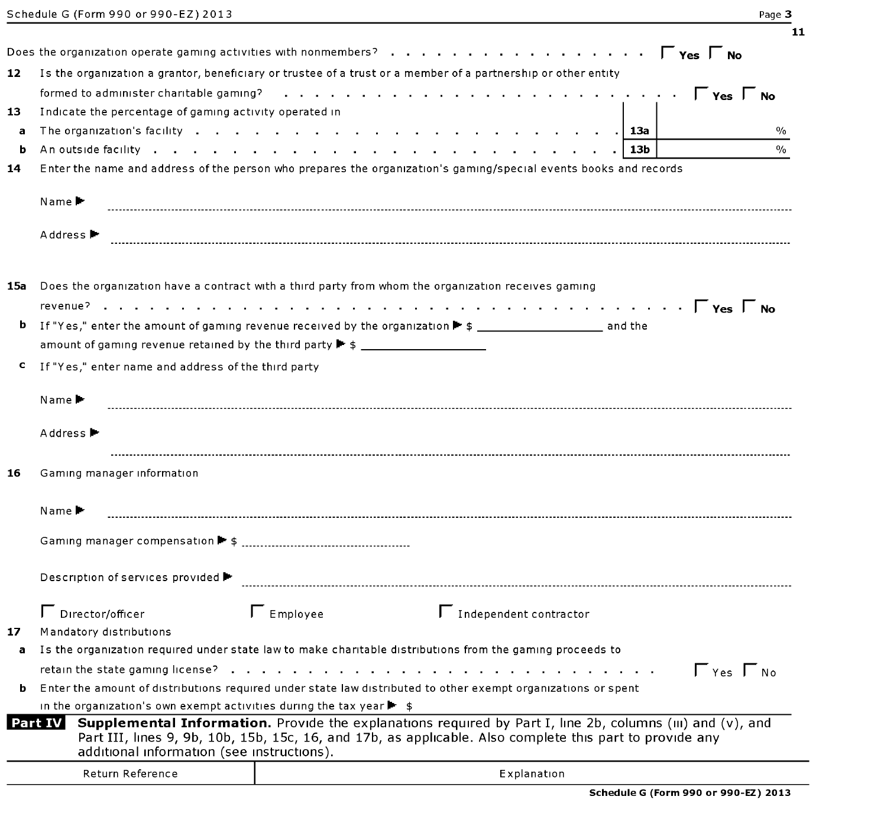**11** Does the organization operate gaming activities with nonmembers? . . . . . . . . . . . . . . . . . ☐ **Yes** ☐ **No**

**12** Is the organization a grantor, beneficiary or trustee of a trust or a member of a partnership or other entity formed to administer charitable gaming? . . . . . . . . . . . . . . . . . . . . . . . . ☐ **Yes** ☐ **No**

**13** Indicate the percentage of gaming activity operated in

| | | | |
|---|---|---|---|
| **a** | The organization's facility . . . . . . . . . . . . . . . . . . . | **13a** | % |
| **b** | An outside facility . . . . . . . . . . . . . . . . . . . . . . | **13b** | % |

**14** Enter the name and address of the person who prepares the organization's gaming/special events books and records

Name ▶

Address ▶

**15a** Does the organization have a contract with a third party from whom the organization receives gaming revenue? . . . . . . . . . . . . . . . . . . . . . . . . . . . . . . . . ☐ **Yes** ☐ **No**

**b** If "Yes," enter the amount of gaming revenue received by the organization ▶ $ __________ and the amount of gaming revenue retained by the third party ▶ $ __________

**c** If "Yes," enter name and address of the third party

Name ▶

Address ▶

**16** Gaming manager information

Name ▶

Gaming manager compensation ▶ $

Description of services provided ▶

☐ Director/officer ☐ Employee ☐ Independent contractor

**17** Mandatory distributions

**a** Is the organization required under state law to make charitable distributions from the gaming proceeds to retain the state gaming license? . . . . . . . . . . . . . . . . . . . . . . . . ☐ Yes ☐ No

**b** Enter the amount of distributions required under state law distributed to other exempt organizations or spent in the organization's own exempt activities during the tax year ▶ $

**Part IV** **Supplemental Information.** Provide the explanations required by Part I, line 2b, columns (iii) and (v), and Part III, lines 9, 9b, 10b, 15b, 15c, 16, and 17b, as applicable. Also complete this part to provide any additional information (see instructions).

| Return Reference | Explanation |
|---|---|

**Schedule G (Form 990 or 990-EZ) 2013**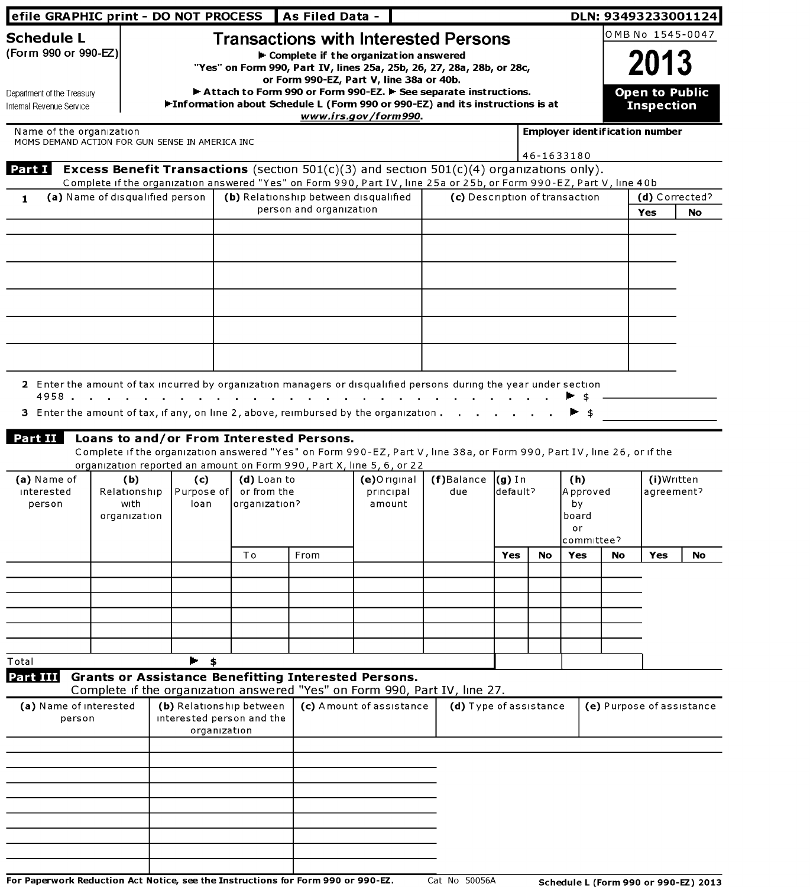efile GRAPHIC print - DO NOT PROCESS | As Filed Data - | DLN: 93493233001124

# Schedule L (Form 990 or 990-EZ)

Department of the Treasury
Internal Revenue Service

## Transactions with Interested Persons

▶ Complete if the organization answered "Yes" on Form 990, Part IV, lines 25a, 25b, 26, 27, 28a, 28b, or 28c, or Form 990-EZ, Part V, line 38a or 40b.
▶ Attach to Form 990 or Form 990-EZ. ▶ See separate instructions.
▶Information about Schedule L (Form 990 or 990-EZ) and its instructions is at *www.irs.gov/form990*.

OMB No 1545-0047

**2013**

**Open to Public Inspection**

Name of the organization
MOMS DEMAND ACTION FOR GUN SENSE IN AMERICA INC

**Employer identification number**
46-1633180

**Part I** **Excess Benefit Transactions** (section 501(c)(3) and section 501(c)(4) organizations only).
Complete if the organization answered "Yes" on Form 990, Part IV, line 25a or 25b, or Form 990-EZ, Part V, line 40b

| 1 (a) Name of disqualified person | (b) Relationship between disqualified person and organization | (c) Description of transaction | (d) Corrected? Yes | No |
|---|---|---|---|---|
| | | | | |
| | | | | |
| | | | | |
| | | | | |
| | | | | |
| | | | | |

2 Enter the amount of tax incurred by organization managers or disqualified persons during the year under section 4958 . . . . . ▶ $

3 Enter the amount of tax, if any, on line 2, above, reimbursed by the organization . . . . . ▶ $

**Part II** **Loans to and/or From Interested Persons.**
Complete if the organization answered "Yes" on Form 990-EZ, Part V, line 38a, or Form 990, Part IV, line 26, or if the organization reported an amount on Form 990, Part X, line 5, 6, or 22

| (a) Name of interested person | (b) Relationship with organization | (c) Purpose of loan | (d) Loan to or from the organization? | | (e) Original principal amount | (f) Balance due | (g) In default? | | (h) Approved by board or committee? | | (i) Written agreement? | |
|---|---|---|---|---|---|---|---|---|---|---|---|---|
| | | | To | From | | | Yes | No | Yes | No | Yes | No |
| | | | | | | | | | | | | |
| | | | | | | | | | | | | |
| | | | | | | | | | | | | |
| | | | | | | | | | | | | |
| | | | | | | | | | | | | |
| | | | | | | | | | | | | |
| Total | | ▶ $ | | | | | | | | | | |

**Part III** **Grants or Assistance Benefitting Interested Persons.**
Complete if the organization answered "Yes" on Form 990, Part IV, line 27.

| (a) Name of interested person | (b) Relationship between interested person and the organization | (c) Amount of assistance | (d) Type of assistance | (e) Purpose of assistance |
|---|---|---|---|---|
| | | | | |
| | | | | |
| | | | | |
| | | | | |
| | | | | |
| | | | | |
| | | | | |
| | | | | |
| | | | | |

For Paperwork Reduction Act Notice, see the Instructions for Form 990 or 990-EZ. Cat No 50056A Schedule L (Form 990 or 990-EZ) 2013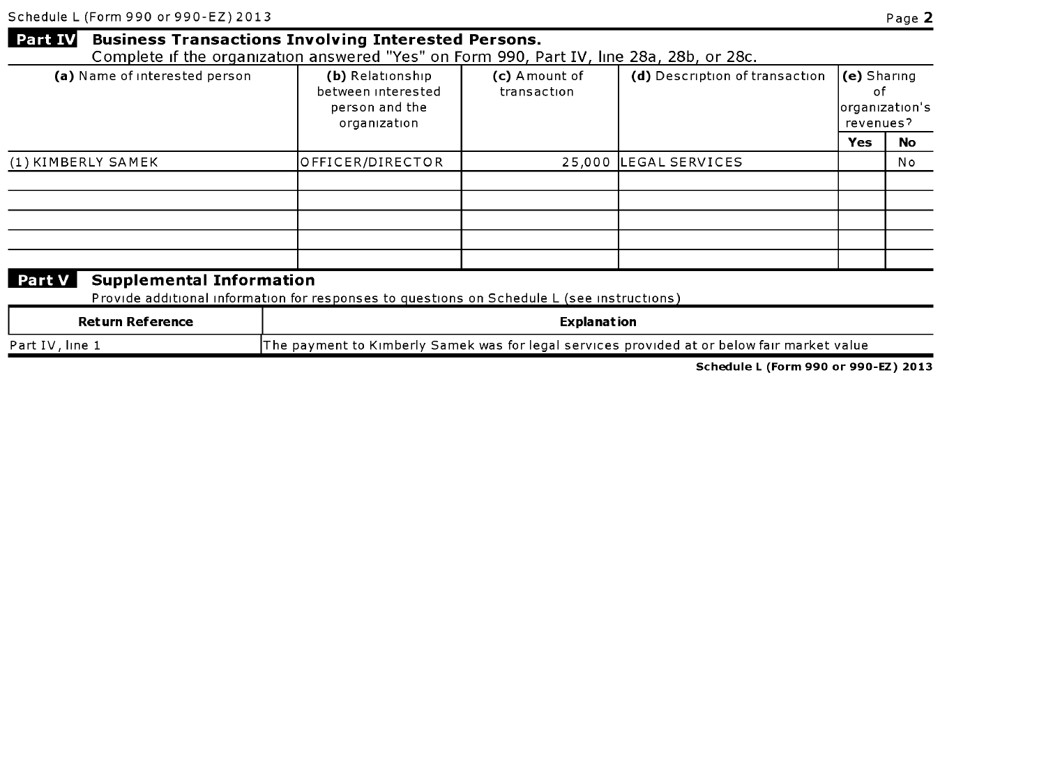## Part IV Business Transactions Involving Interested Persons.

Complete if the organization answered "Yes" on Form 990, Part IV, line 28a, 28b, or 28c.

| (a) Name of interested person | (b) Relationship between interested person and the organization | (c) Amount of transaction | (d) Description of transaction | (e) Sharing of organization's revenues? | |
|---|---|---|---|---|---|
| | | | | Yes | No |
| (1) KIMBERLY SAMEK | OFFICER/DIRECTOR | 25,000 | LEGAL SERVICES | | No |
| | | | | | |
| | | | | | |
| | | | | | |
| | | | | | |
| | | | | | |

## Part V Supplemental Information

Provide additional information for responses to questions on Schedule L (see instructions)

| Return Reference | Explanation |
|---|---|
| Part IV, line 1 | The payment to Kimberly Samek was for legal services provided at or below fair market value |

**Schedule L (Form 990 or 990-EZ) 2013**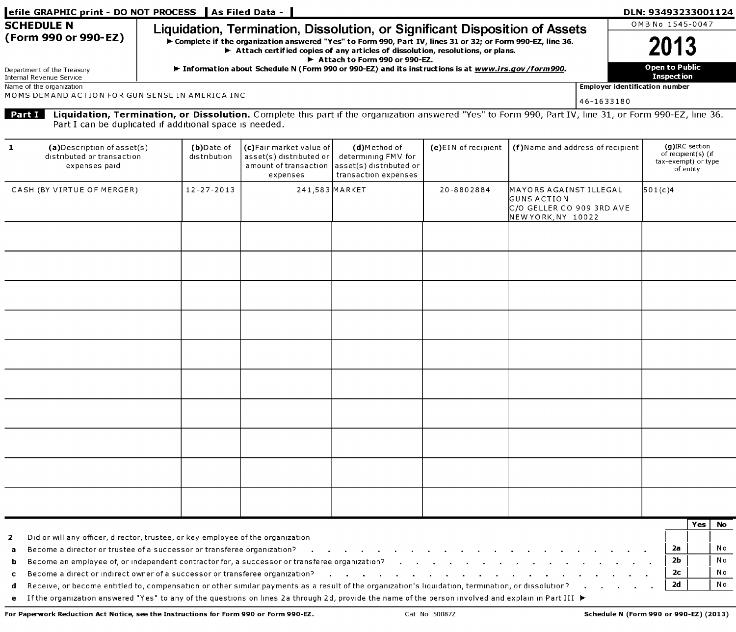efile GRAPHIC print - DO NOT PROCESS | As Filed Data - | DLN: 93493233001124

**SCHEDULE N (Form 990 or 990-EZ)**

Department of the Treasury
Internal Revenue Service

# Liquidation, Termination, Dissolution, or Significant Disposition of Assets

► Complete if the organization answered "Yes" to Form 990, Part IV, lines 31 or 32; or Form 990-EZ, line 36.
► Attach certified copies of any articles of dissolution, resolutions, or plans.
► Attach to Form 990 or 990-EZ.
► Information about Schedule N (Form 990 or 990-EZ) and its instructions is at *www.irs.gov/form990*.

OMB No 1545-0047

**2013**

**Open to Public Inspection**

Name of the organization
MOMS DEMAND ACTION FOR GUN SENSE IN AMERICA INC

**Employer identification number**
46-1633180

**Part I** **Liquidation, Termination, or Dissolution.** Complete this part if the organization answered "Yes" to Form 990, Part IV, line 31, or Form 990-EZ, line 36. Part I can be duplicated if additional space is needed.

| 1 (a) Description of asset(s) distributed or transaction expenses paid | (b) Date of distribution | (c) Fair market value of asset(s) distributed or amount of transaction expenses | (d) Method of determining FMV for asset(s) distributed or transaction expenses | (e) EIN of recipient | (f) Name and address of recipient | (g) IRC section of recipient(s) (if tax-exempt) or type of entity |
|---|---|---|---|---|---|---|
| CASH (BY VIRTUE OF MERGER) | 12-27-2013 | 241,583 | MARKET | 20-8802884 | MAYORS AGAINST ILLEGAL GUNS ACTION C/O GELLER CO 909 3RD AVE NEW YORK, NY 10022 | 501(c)4 |
| | | | | | | |
| | | | | | | |
| | | | | | | |
| | | | | | | |
| | | | | | | |
| | | | | | | |
| | | | | | | |
| | | | | | | |
| | | | | | | |
| | | | | | | |

| | | | Yes | No |
|---|---|---|---|---|
| **2** | Did or will any officer, director, trustee, or key employee of the organization | | | |
| **a** | Become a director or trustee of a successor or transferee organization? | **2a** | | No |
| **b** | Become an employee of, or independent contractor for, a successor or transferee organization? | **2b** | | No |
| **c** | Become a direct or indirect owner of a successor or transferee organization? | **2c** | | No |
| **d** | Receive, or become entitled to, compensation or other similar payments as a result of the organization's liquidation, termination, or dissolution? | **2d** | | No |
| **e** | If the organization answered "Yes" to any of the questions on lines 2a through 2d, provide the name of the person involved and explain in Part III ► | | | |

**For Paperwork Reduction Act Notice, see the Instructions for Form 990 or Form 990-EZ.** Cat No 50087Z **Schedule N (Form 990 or 990-EZ) (2013)**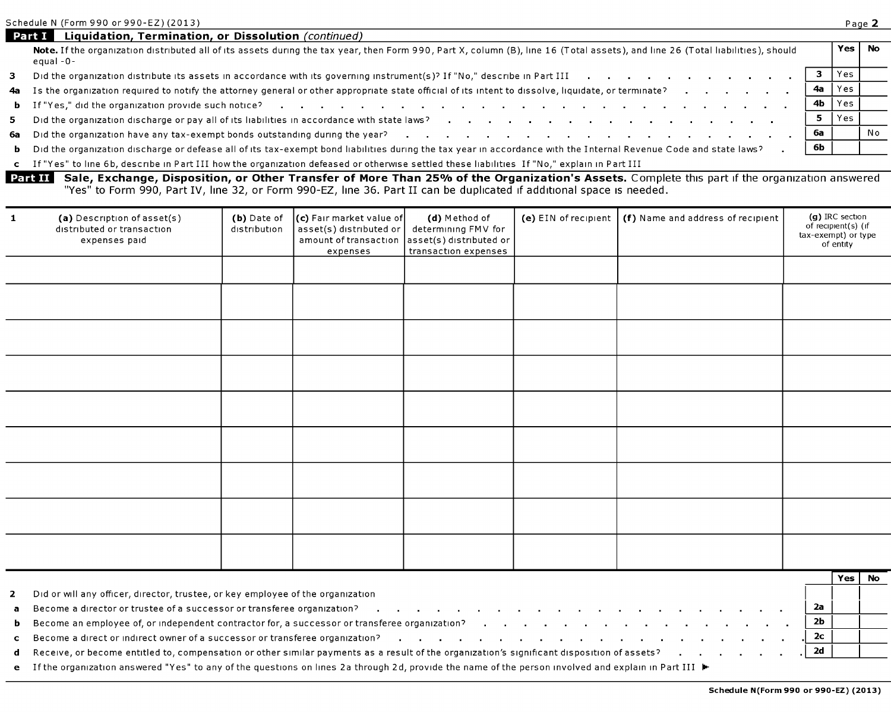## Part I Liquidation, Termination, or Dissolution *(continued)*

**Note.** If the organization distributed all of its assets during the tax year, then Form 990, Part X, column (B), line 16 (Total assets), and line 26 (Total liabilities), should equal -0-

| | | | Yes | No |
|---|---|---|---|---|
| **3** | Did the organization distribute its assets in accordance with its governing instrument(s)? If "No," describe in Part III | **3** | Yes | |
| **4a** | Is the organization required to notify the attorney general or other appropriate state official of its intent to dissolve, liquidate, or terminate? | **4a** | Yes | |
| **b** | If "Yes," did the organization provide such notice? | **4b** | Yes | |
| **5** | Did the organization discharge or pay all of its liabilities in accordance with state laws? | **5** | Yes | |
| **6a** | Did the organization have any tax-exempt bonds outstanding during the year? | **6a** | | No |
| **b** | Did the organization discharge or defease all of its tax-exempt bond liabilities during the tax year in accordance with the Internal Revenue Code and state laws? | **6b** | | |

**c** If "Yes" to line 6b, describe in Part III how the organization defeased or otherwise settled these liabilities If "No," explain in Part III

## Part II Sale, Exchange, Disposition, or Other Transfer of More Than 25% of the Organization's Assets.

Complete this part if the organization answered "Yes" to Form 990, Part IV, line 32, or Form 990-EZ, line 36. Part II can be duplicated if additional space is needed.

| 1 (a) Description of asset(s) distributed or transaction expenses paid | (b) Date of distribution | (c) Fair market value of asset(s) distributed or amount of transaction expenses | (d) Method of determining FMV for asset(s) distributed or transaction expenses | (e) EIN of recipient | (f) Name and address of recipient | (g) IRC section of recipient(s) (if tax-exempt) or type of entity |
|---|---|---|---|---|---|---|
| | | | | | | |
| | | | | | | |
| | | | | | | |
| | | | | | | |
| | | | | | | |
| | | | | | | |
| | | | | | | |
| | | | | | | |
| | | | | | | |

| | | | Yes | No |
|---|---|---|---|---|
| **2** | Did or will any officer, director, trustee, or key employee of the organization | | | |
| **a** | Become a director or trustee of a successor or transferee organization? | **2a** | | |
| **b** | Become an employee of, or independent contractor for, a successor or transferee organization? | **2b** | | |
| **c** | Become a direct or indirect owner of a successor or transferee organization? | **2c** | | |
| **d** | Receive, or become entitled to, compensation or other similar payments as a result of the organization's significant disposition of assets? | **2d** | | |

**e** If the organization answered "Yes" to any of the questions on lines 2a through 2d, provide the name of the person involved and explain in Part III ►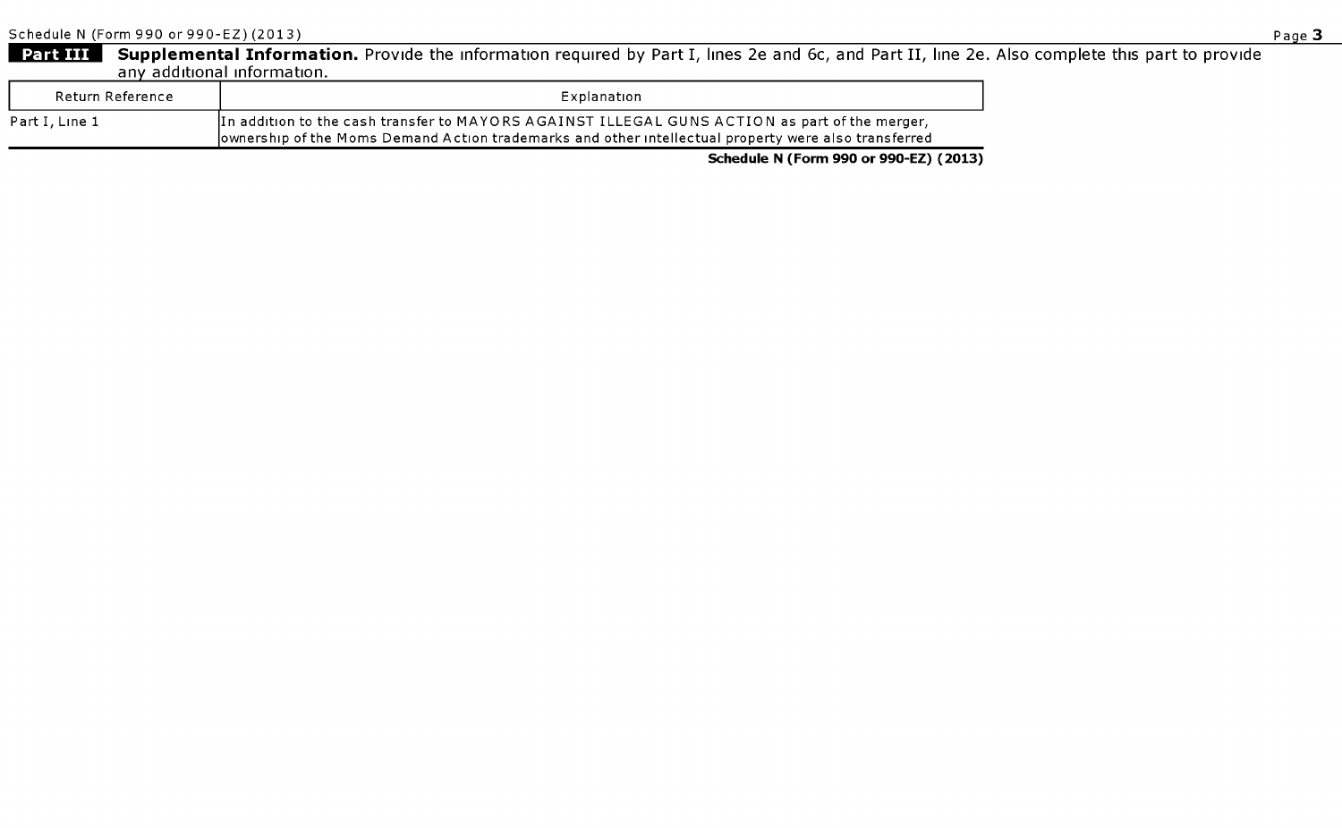**Part III** **Supplemental Information.** Provide the information required by Part I, lines 2e and 6c, and Part II, line 2e. Also complete this part to provide any additional information.

| Return Reference | Explanation |
|---|---|
| Part I, Line 1 | In addition to the cash transfer to MAYORS AGAINST ILLEGAL GUNS ACTION as part of the merger, ownership of the Moms Demand Action trademarks and other intellectual property were also transferred |

**Schedule N (Form 990 or 990-EZ) (2013)**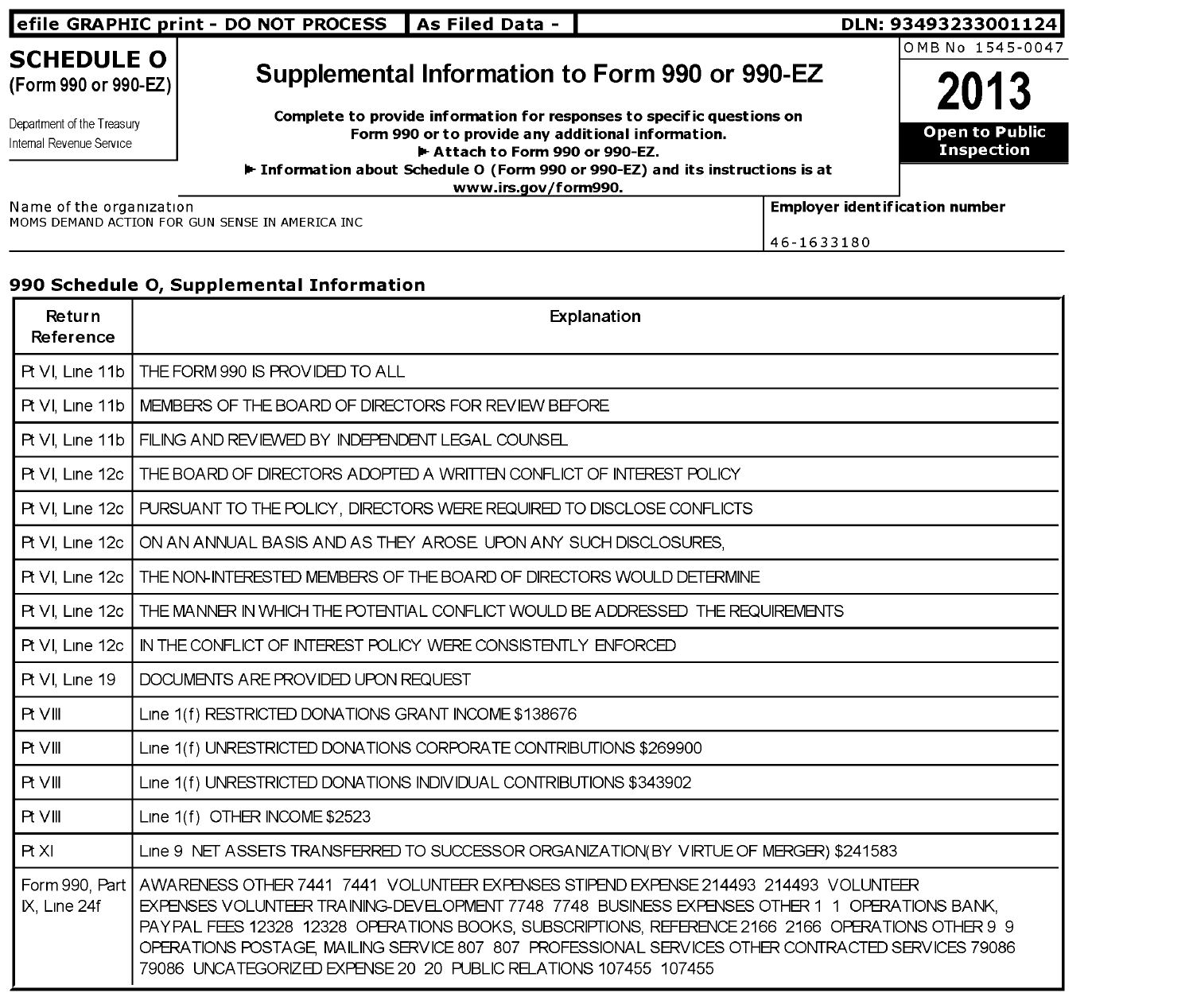efile GRAPHIC print - DO NOT PROCESS | As Filed Data - | DLN: 93493233001124

# SCHEDULE O (Form 990 or 990-EZ)

Department of the Treasury
Internal Revenue Service

## Supplemental Information to Form 990 or 990-EZ

**Complete to provide information for responses to specific questions on Form 990 or to provide any additional information.**
**► Attach to Form 990 or 990-EZ.**
**► Information about Schedule O (Form 990 or 990-EZ) and its instructions is at www.irs.gov/form990.**

OMB No 1545-0047

**2013**

**Open to Public Inspection**

Name of the organization
MOMS DEMAND ACTION FOR GUN SENSE IN AMERICA INC

**Employer identification number**
46-1633180

### 990 Schedule O, Supplemental Information

| Return Reference | Explanation |
|---|---|
| Pt VI, Line 11b | THE FORM 990 IS PROVIDED TO ALL |
| Pt VI, Line 11b | MEMBERS OF THE BOARD OF DIRECTORS FOR REVIEW BEFORE |
| Pt VI, Line 11b | FILING AND REVIEWED BY INDEPENDENT LEGAL COUNSEL |
| Pt VI, Line 12c | THE BOARD OF DIRECTORS ADOPTED A WRITTEN CONFLICT OF INTEREST POLICY |
| Pt VI, Line 12c | PURSUANT TO THE POLICY, DIRECTORS WERE REQUIRED TO DISCLOSE CONFLICTS |
| Pt VI, Line 12c | ON AN ANNUAL BASIS AND AS THEY AROSE UPON ANY SUCH DISCLOSURES, |
| Pt VI, Line 12c | THE NON-INTERESTED MEMBERS OF THE BOARD OF DIRECTORS WOULD DETERMINE |
| Pt VI, Line 12c | THE MANNER IN WHICH THE POTENTIAL CONFLICT WOULD BE ADDRESSED THE REQUIREMENTS |
| Pt VI, Line 12c | IN THE CONFLICT OF INTEREST POLICY WERE CONSISTENTLY ENFORCED |
| Pt VI, Line 19 | DOCUMENTS ARE PROVIDED UPON REQUEST |
| Pt VIII | Line 1(f) RESTRICTED DONATIONS GRANT INCOME $138676 |
| Pt VIII | Line 1(f) UNRESTRICTED DONATIONS CORPORATE CONTRIBUTIONS $269900 |
| Pt VIII | Line 1(f) UNRESTRICTED DONATIONS INDIVIDUAL CONTRIBUTIONS $343902 |
| Pt VIII | Line 1(f) OTHER INCOME $2523 |
| Pt XI | Line 9 NET ASSETS TRANSFERRED TO SUCCESSOR ORGANIZATION(BY VIRTUE OF MERGER) $241583 |
| Form 990, Part IX, Line 24f | AWARENESS OTHER 7441 7441 VOLUNTEER EXPENSES STIPEND EXPENSE 214493 214493 VOLUNTEER EXPENSES VOLUNTEER TRAINING-DEVELOPMENT 7748 7748 BUSINESS EXPENSES OTHER 1 1 OPERATIONS BANK, PAYPAL FEES 12328 12328 OPERATIONS BOOKS, SUBSCRIPTIONS, REFERENCE 2166 2166 OPERATIONS OTHER 9 9 OPERATIONS POSTAGE, MAILING SERVICE 807 807 PROFESSIONAL SERVICES OTHER CONTRACTED SERVICES 79086 79086 UNCATEGORIZED EXPENSE 20 20 PUBLIC RELATIONS 107455 107455 |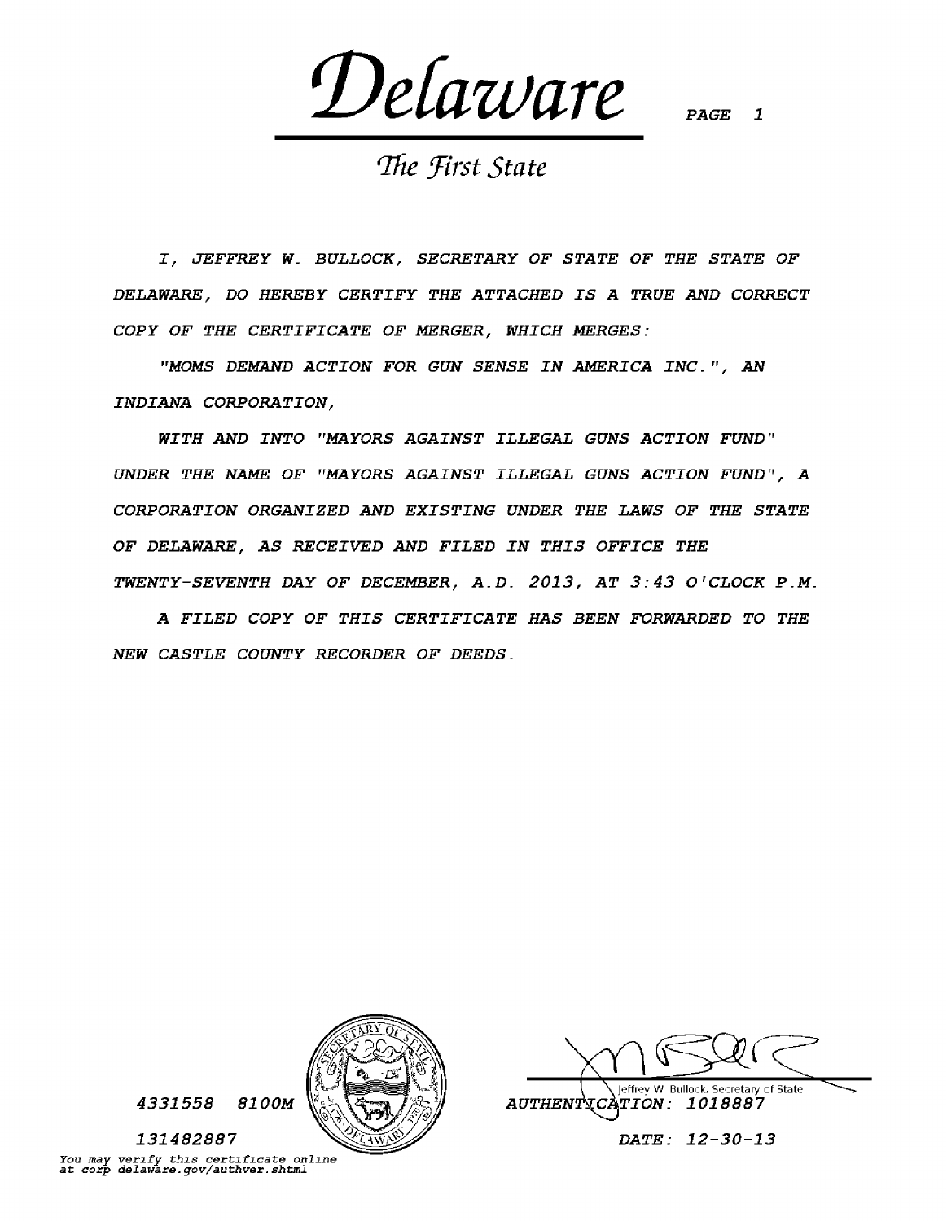# Delaware

*The First State*

*I, JEFFREY W. BULLOCK, SECRETARY OF STATE OF THE STATE OF DELAWARE, DO HEREBY CERTIFY THE ATTACHED IS A TRUE AND CORRECT COPY OF THE CERTIFICATE OF MERGER, WHICH MERGES:*

*"MOMS DEMAND ACTION FOR GUN SENSE IN AMERICA INC.", AN INDIANA CORPORATION,*

*WITH AND INTO "MAYORS AGAINST ILLEGAL GUNS ACTION FUND" UNDER THE NAME OF "MAYORS AGAINST ILLEGAL GUNS ACTION FUND", A CORPORATION ORGANIZED AND EXISTING UNDER THE LAWS OF THE STATE OF DELAWARE, AS RECEIVED AND FILED IN THIS OFFICE THE TWENTY-SEVENTH DAY OF DECEMBER, A.D. 2013, AT 3:43 O'CLOCK P.M.*

*A FILED COPY OF THIS CERTIFICATE HAS BEEN FORWARDED TO THE NEW CASTLE COUNTY RECORDER OF DEEDS.*

Jeffrey W. Bullock, Secretary of State

*4331558 8100M*

*131482887*

*AUTHENTICATION: 1018887*

*DATE: 12-30-13*

*You may verify this certificate online at corp.delaware.gov/authver.shtml*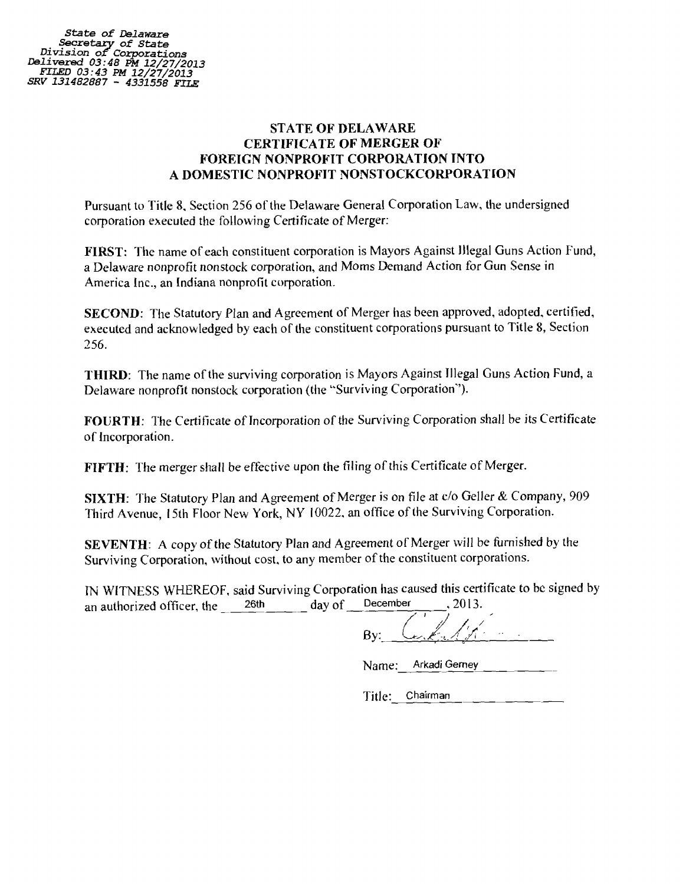State of Delaware
Secretary of State
Division of Corporations
Delivered 03:48 PM 12/27/2013
FILED 03:43 PM 12/27/2013
SRV 131482887 - 4331558 FILE

# STATE OF DELAWARE
# CERTIFICATE OF MERGER OF
# FOREIGN NONPROFIT CORPORATION INTO
# A DOMESTIC NONPROFIT NONSTOCKCORPORATION

Pursuant to Title 8, Section 256 of the Delaware General Corporation Law, the undersigned corporation executed the following Certificate of Merger:

**FIRST**: The name of each constituent corporation is Mayors Against Illegal Guns Action Fund, a Delaware nonprofit nonstock corporation, and Moms Demand Action for Gun Sense in America Inc., an Indiana nonprofit corporation.

**SECOND**: The Statutory Plan and Agreement of Merger has been approved, adopted, certified, executed and acknowledged by each of the constituent corporations pursuant to Title 8, Section 256.

**THIRD**: The name of the surviving corporation is Mayors Against Illegal Guns Action Fund, a Delaware nonprofit nonstock corporation (the "Surviving Corporation").

**FOURTH**: The Certificate of Incorporation of the Surviving Corporation shall be its Certificate of Incorporation.

**FIFTH**: The merger shall be effective upon the filing of this Certificate of Merger.

**SIXTH**: The Statutory Plan and Agreement of Merger is on file at c/o Geller & Company, 909 Third Avenue, 15th Floor New York, NY 10022, an office of the Surviving Corporation.

**SEVENTH**: A copy of the Statutory Plan and Agreement of Merger will be furnished by the Surviving Corporation, without cost, to any member of the constituent corporations.

IN WITNESS WHEREOF, said Surviving Corporation has caused this certificate to be signed by an authorized officer, the 26th day of December, 2013.

By: _______________

Name: Arkadi Gerney

Title: Chairman